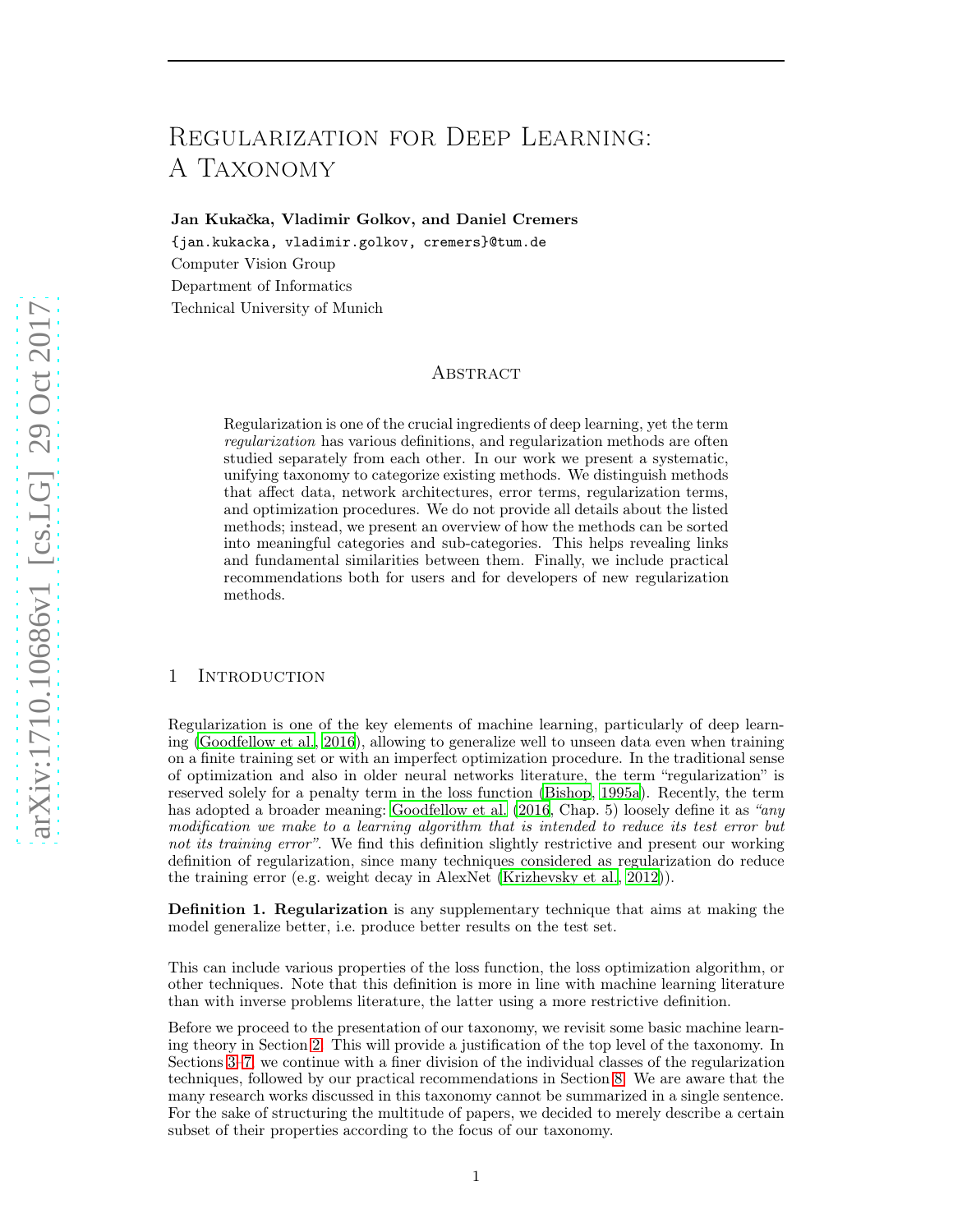# Regularization for Deep Learning: A Taxonomy

**Jan Kukačka, Vladimir Golkov, and Daniel Cremers**

{jan.kukacka, vladimir.golkov, cremers}@tum.de

Computer Vision Group

Department of Informatics

Technical University of Munich

## Abstract

Regularization is one of the crucial ingredients of deep learning, yet the term *regularization* has various definitions, and regularization methods are often studied separately from each other. In our work we present a systematic, unifying taxonomy to categorize existing methods. We distinguish methods that affect data, network architectures, error terms, regularization terms, and optimization procedures. We do not provide all details about the listed methods; instead, we present an overview of how the methods can be sorted into meaningful categories and sub-categories. This helps revealing links and fundamental similarities between them. Finally, we include practical recommendations both for users and for developers of new regularization methods.

## 1 Introduction

Regularization is one of the key elements of machine learning, particularly of deep learning (Goodfellow et al., 2016), allowing to generalize well to unseen data even when training on a finite training set or with an imperfect optimization procedure. In the traditional sense of optimization and also in older neural networks literature, the term "regularization" is reserved solely for a penalty term in the loss function (Bishop, 1995a). Recently, the term has adopted a broader meaning: Goodfellow et al. (2016, Chap. 5) loosely define it as *"any modification we make to a learning algorithm that is intended to reduce its test error but not its training error"*. We find this definition slightly restrictive and present our working definition of regularization, since many techniques considered as regularization do reduce the training error (e.g. weight decay in AlexNet (Krizhevsky et al., 2012)).

**Definition 1. Regularization** is any supplementary technique that aims at making the model generalize better, i.e. produce better results on the test set.

This can include various properties of the loss function, the loss optimization algorithm, or other techniques. Note that this definition is more in line with machine learning literature than with inverse problems literature, the latter using a more restrictive definition.

Before we proceed to the presentation of our taxonomy, we revisit some basic machine learning theory in Section 2. This will provide a justification of the top level of the taxonomy. In Sections 3–7, we continue with a finer division of the individual classes of the regularization techniques, followed by our practical recommendations in Section 8. We are aware that the many research works discussed in this taxonomy cannot be summarized in a single sentence. For the sake of structuring the multitude of papers, we decided to merely describe a certain subset of their properties according to the focus of our taxonomy.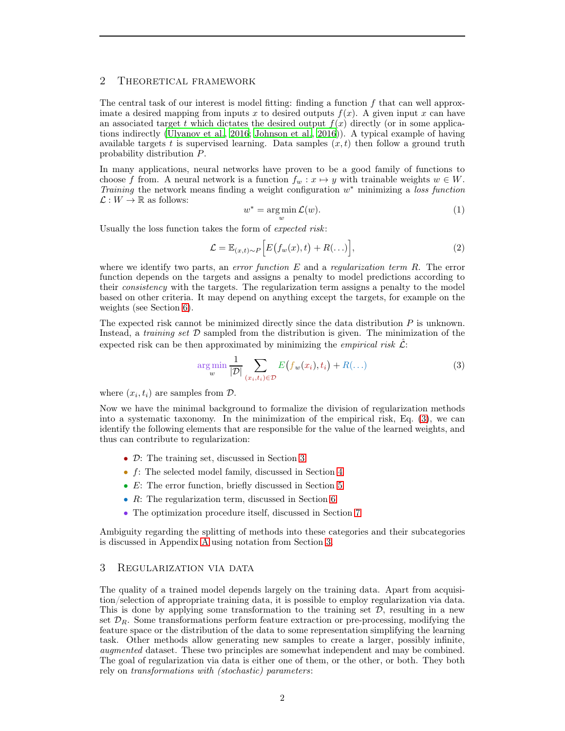## 2 Theoretical framework

The central task of our interest is model fitting: finding a function $f$ that can well approximate a desired mapping from inputs $x$ to desired outputs $f(x)$. A given input $x$ can have an associated target $t$ which dictates the desired output $f(x)$ directly (or in some applications indirectly (Ulyanov et al., 2016; Johnson et al., 2016)). A typical example of having available targets $t$ is supervised learning. Data samples $(x, t)$ then follow a ground truth probability distribution $P$.

In many applications, neural networks have proven to be a good family of functions to choose $f$ from. A neural network is a function $f_w : x \mapsto y$ with trainable weights $w \in W$. *Training* the network means finding a weight configuration $w^*$ minimizing a *loss function* $\mathcal{L} : W \to \mathbb{R}$ as follows:

$$w^* = \arg\min_w \mathcal{L}(w). \tag{1}$$

Usually the loss function takes the form of *expected risk*:

$$\mathcal{L} = \mathbb{E}_{(x,t)\sim P}\Big[E\big(f_w(x), t\big) + R(\dots)\Big], \tag{2}$$

where we identify two parts, an *error function* $E$ and a *regularization term* $R$. The error function depends on the targets and assigns a penalty to model predictions according to their *consistency* with the targets. The regularization term assigns a penalty to the model based on other criteria. It may depend on anything except the targets, for example on the weights (see Section 6).

The expected risk cannot be minimized directly since the data distribution $P$ is unknown. Instead, a *training set* $\mathcal{D}$ sampled from the distribution is given. The minimization of the expected risk can be then approximated by minimizing the *empirical risk* $\hat{\mathcal{L}}$:

$$\arg\min_w \frac{1}{|\mathcal{D}|} \sum_{(x_i,t_i)\in\mathcal{D}} E\big(f_w(x_i), t_i\big) + R(\dots) \tag{3}$$

where $(x_i, t_i)$ are samples from $\mathcal{D}$.

Now we have the minimal background to formalize the division of regularization methods into a systematic taxonomy. In the minimization of the empirical risk, Eq. (3), we can identify the following elements that are responsible for the value of the learned weights, and thus can contribute to regularization:

- $\mathcal{D}$: The training set, discussed in Section 3
- $f$: The selected model family, discussed in Section 4
- $E$: The error function, briefly discussed in Section 5
- $R$: The regularization term, discussed in Section 6
- The optimization procedure itself, discussed in Section 7

Ambiguity regarding the splitting of methods into these categories and their subcategories is discussed in Appendix A using notation from Section 3.

## 3 Regularization via data

The quality of a trained model depends largely on the training data. Apart from acquisition/selection of appropriate training data, it is possible to employ regularization via data. This is done by applying some transformation to the training set $\mathcal{D}$, resulting in a new set $\mathcal{D}_R$. Some transformations perform feature extraction or pre-processing, modifying the feature space or the distribution of the data to some representation simplifying the learning task. Other methods allow generating new samples to create a larger, possibly infinite, *augmented* dataset. These two principles are somewhat independent and may be combined. The goal of regularization via data is either one of them, or the other, or both. They both rely on *transformations with (stochastic) parameters*: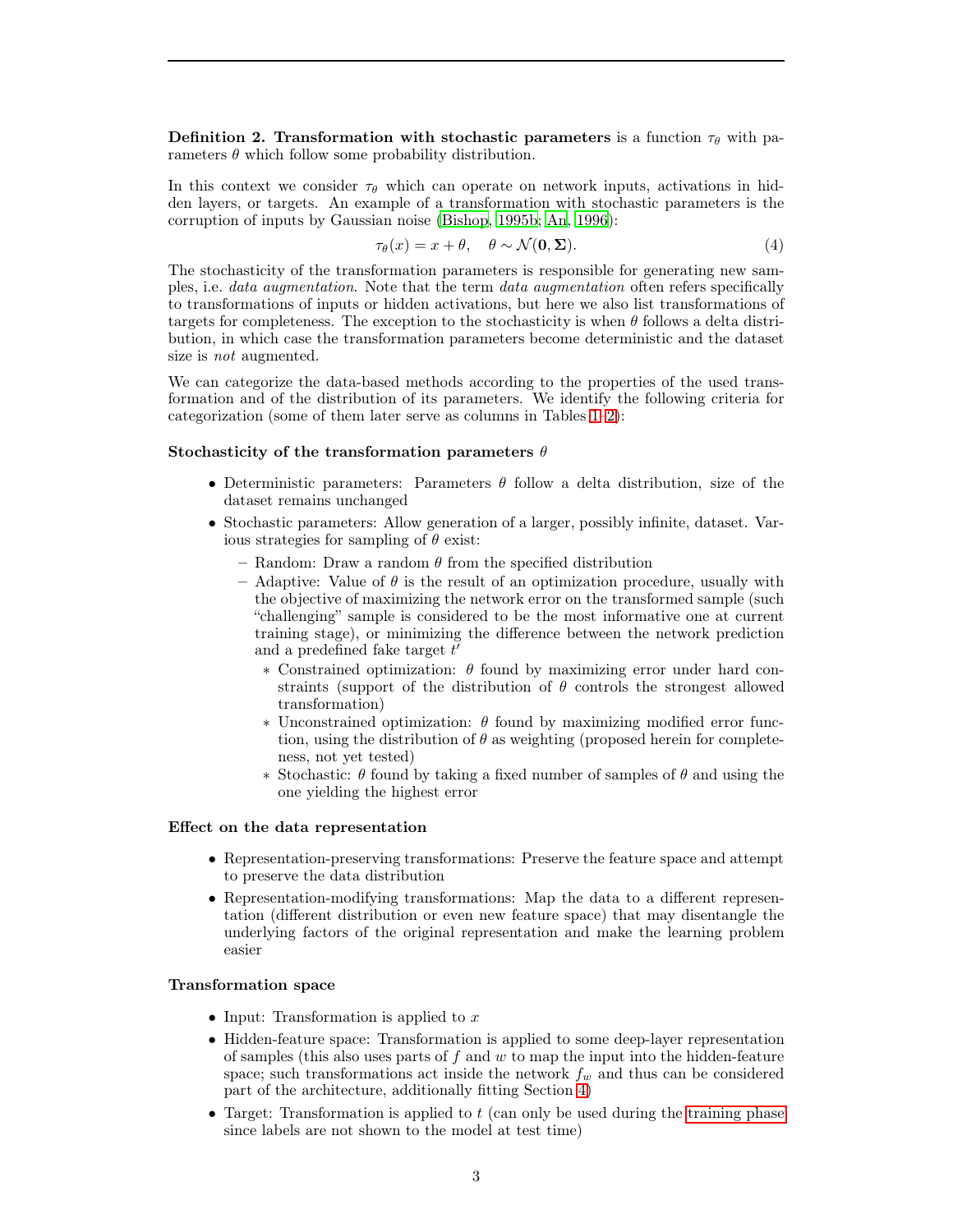**Definition 2. Transformation with stochastic parameters** is a function $\tau_\theta$ with parameters $\theta$ which follow some probability distribution.

In this context we consider $\tau_\theta$ which can operate on network inputs, activations in hidden layers, or targets. An example of a transformation with stochastic parameters is the corruption of inputs by Gaussian noise (Bishop, 1995b; An, 1996):

$$\tau_\theta(x) = x + \theta, \quad \theta \sim \mathcal{N}(\mathbf{0}, \mathbf{\Sigma}). \tag{4}$$

The stochasticity of the transformation parameters is responsible for generating new samples, i.e. *data augmentation*. Note that the term *data augmentation* often refers specifically to transformations of inputs or hidden activations, but here we also list transformations of targets for completeness. The exception to the stochasticity is when $\theta$ follows a delta distribution, in which case the transformation parameters become deterministic and the dataset size is *not* augmented.

We can categorize the data-based methods according to the properties of the used transformation and of the distribution of its parameters. We identify the following criteria for categorization (some of them later serve as columns in Tables 1–2):

**Stochasticity of the transformation parameters $\theta$**

- Deterministic parameters: Parameters $\theta$ follow a delta distribution, size of the dataset remains unchanged
- Stochastic parameters: Allow generation of a larger, possibly infinite, dataset. Various strategies for sampling of $\theta$ exist:
  - Random: Draw a random $\theta$ from the specified distribution
  - Adaptive: Value of $\theta$ is the result of an optimization procedure, usually with the objective of maximizing the network error on the transformed sample (such "challenging" sample is considered to be the most informative one at current training stage), or minimizing the difference between the network prediction and a predefined fake target $t'$
    - Constrained optimization: $\theta$ found by maximizing error under hard constraints (support of the distribution of $\theta$ controls the strongest allowed transformation)
    - Unconstrained optimization: $\theta$ found by maximizing modified error function, using the distribution of $\theta$ as weighting (proposed herein for completeness, not yet tested)
    - Stochastic: $\theta$ found by taking a fixed number of samples of $\theta$ and using the one yielding the highest error

**Effect on the data representation**

- Representation-preserving transformations: Preserve the feature space and attempt to preserve the data distribution
- Representation-modifying transformations: Map the data to a different representation (different distribution or even new feature space) that may disentangle the underlying factors of the original representation and make the learning problem easier

**Transformation space**

- Input: Transformation is applied to $x$
- Hidden-feature space: Transformation is applied to some deep-layer representation of samples (this also uses parts of $f$ and $w$ to map the input into the hidden-feature space; such transformations act inside the network $f_w$ and thus can be considered part of the architecture, additionally fitting Section 4)
- Target: Transformation is applied to $t$ (can only be used during the training phase since labels are not shown to the model at test time)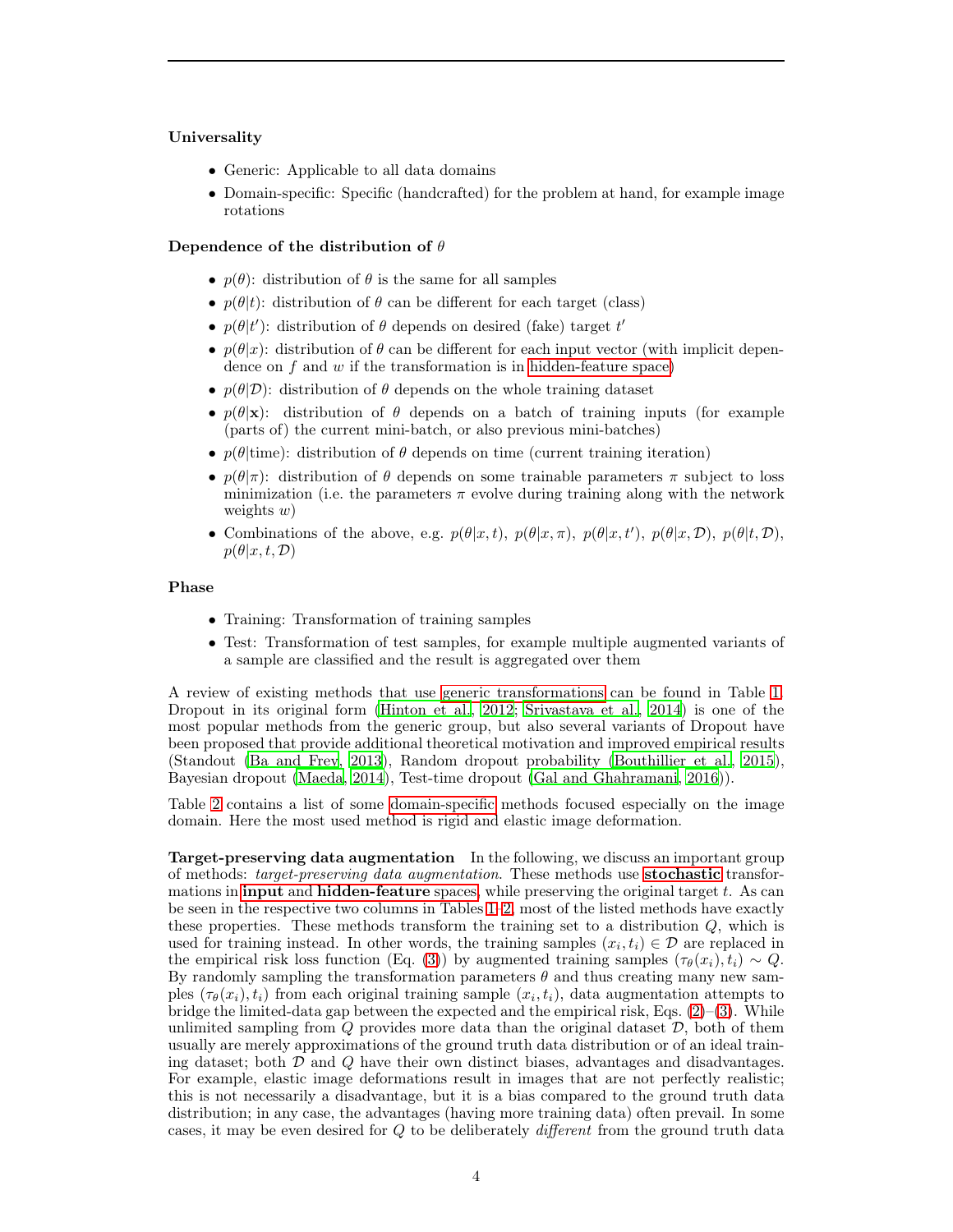**Universality**

- Generic: Applicable to all data domains
- Domain-specific: Specific (handcrafted) for the problem at hand, for example image rotations

**Dependence of the distribution of $\theta$**

- $p(\theta)$: distribution of $\theta$ is the same for all samples
- $p(\theta|t)$: distribution of $\theta$ can be different for each target (class)
- $p(\theta|t')$: distribution of $\theta$ depends on desired (fake) target $t'$
- $p(\theta|x)$: distribution of $\theta$ can be different for each input vector (with implicit dependence on $f$ and $w$ if the transformation is in hidden-feature space)
- $p(\theta|\mathcal{D})$: distribution of $\theta$ depends on the whole training dataset
- $p(\theta|\mathbf{x})$: distribution of $\theta$ depends on a batch of training inputs (for example (parts of) the current mini-batch, or also previous mini-batches)
- $p(\theta|\text{time})$: distribution of $\theta$ depends on time (current training iteration)
- $p(\theta|\pi)$: distribution of $\theta$ depends on some trainable parameters $\pi$ subject to loss minimization (i.e. the parameters $\pi$ evolve during training along with the network weights $w$)
- Combinations of the above, e.g. $p(\theta|x, t)$, $p(\theta|x, \pi)$, $p(\theta|x, t')$, $p(\theta|x, \mathcal{D})$, $p(\theta|t, \mathcal{D})$, $p(\theta|x, t, \mathcal{D})$

**Phase**

- Training: Transformation of training samples
- Test: Transformation of test samples, for example multiple augmented variants of a sample are classified and the result is aggregated over them

A review of existing methods that use generic transformations can be found in Table 1. Dropout in its original form (Hinton et al., 2012; Srivastava et al., 2014) is one of the most popular methods from the generic group, but also several variants of Dropout have been proposed that provide additional theoretical motivation and improved empirical results (Standout (Ba and Frey, 2013), Random dropout probability (Bouthillier et al., 2015), Bayesian dropout (Maeda, 2014), Test-time dropout (Gal and Ghahramani, 2016)).

Table 2 contains a list of some domain-specific methods focused especially on the image domain. Here the most used method is rigid and elastic image deformation.

**Target-preserving data augmentation** In the following, we discuss an important group of methods: *target-preserving data augmentation*. These methods use **stochastic** transformations in **input** and **hidden-feature** spaces, while preserving the original target $t$. As can be seen in the respective two columns in Tables 1–2, most of the listed methods have exactly these properties. These methods transform the training set to a distribution $Q$, which is used for training instead. In other words, the training samples $(x_i, t_i) \in \mathcal{D}$ are replaced in the empirical risk loss function (Eq. (3)) by augmented training samples $(\tau_\theta(x_i), t_i) \sim Q$. By randomly sampling the transformation parameters $\theta$ and thus creating many new samples $(\tau_\theta(x_i), t_i)$ from each original training sample $(x_i, t_i)$, data augmentation attempts to bridge the limited-data gap between the expected and the empirical risk, Eqs. (2)–(3). While unlimited sampling from $Q$ provides more data than the original dataset $\mathcal{D}$, both of them usually are merely approximations of the ground truth data distribution or of an ideal training dataset; both $\mathcal{D}$ and $Q$ have their own distinct biases, advantages and disadvantages. For example, elastic image deformations result in images that are not perfectly realistic; this is not necessarily a disadvantage, but it is a bias compared to the ground truth data distribution; in any case, the advantages (having more training data) often prevail. In some cases, it may be even desired for $Q$ to be deliberately *different* from the ground truth data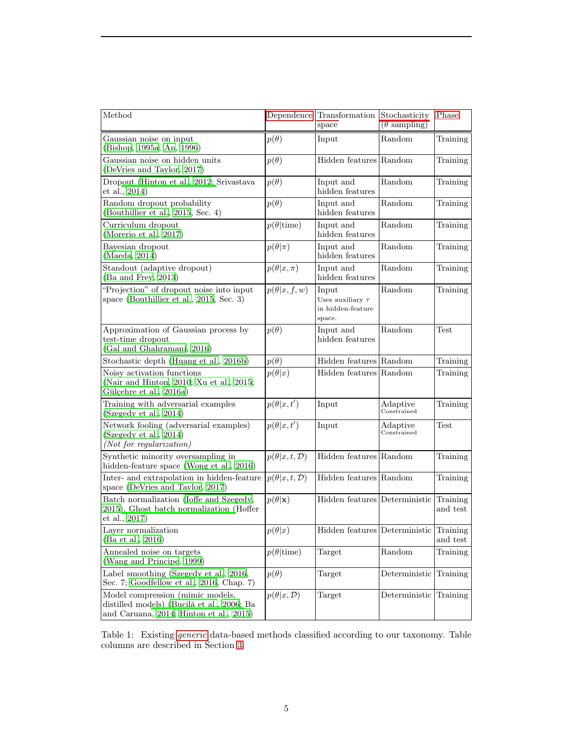| Method | Dependence | Transformation space | Stochasticity ($\theta$ sampling) | Phase |
|---|---|---|---|---|
| Gaussian noise on input (Bishop, 1995a; An, 1996) | $p(\theta)$ | Input | Random | Training |
| Gaussian noise on hidden units (DeVries and Taylor, 2017) | $p(\theta)$ | Hidden features | Random | Training |
| Dropout (Hinton et al., 2012; Srivastava et al., 2014) | $p(\theta)$ | Input and hidden features | Random | Training |
| Random dropout probability (Bouthillier et al., 2015, Sec. 4) | $p(\theta)$ | Input and hidden features | Random | Training |
| Curriculum dropout (Morerio et al., 2017) | $p(\theta\vert\text{time})$ | Input and hidden features | Random | Training |
| Bayesian dropout (Maeda, 2014) | $p(\theta\vert\pi)$ | Input and hidden features | Random | Training |
| Standout (adaptive dropout) (Ba and Frey, 2013) | $p(\theta\vert x, \pi)$ | Input and hidden features | Random | Training |
| "Projection" of dropout noise into input space (Bouthillier et al., 2015, Sec. 3) | $p(\theta\vert x, f, w)$ | Input Uses auxiliary $\tau$ in hidden-feature space. | Random | Training |
| Approximation of Gaussian process by test-time dropout (Gal and Ghahramani, 2016) | $p(\theta)$ | Input and hidden features | Random | Test |
| Stochastic depth (Huang et al., 2016b) | $p(\theta)$ | Hidden features | Random | Training |
| Noisy activation functions (Nair and Hinton, 2010; Xu et al., 2015; Gülçehre et al., 2016a) | $p(\theta\vert x)$ | Hidden features | Random | Training |
| Training with adversarial examples (Szegedy et al., 2014) | $p(\theta\vert x, t')$ | Input | Adaptive Constrained | Training |
| Network fooling (adversarial examples) (Szegedy et al., 2014) *(Not for regularization)* | $p(\theta\vert x, t')$ | Input | Adaptive Constrained | Test |
| Synthetic minority oversampling in hidden-feature space (Wong et al., 2016) | $p(\theta\vert x, t, \mathcal{D})$ | Hidden features | Random | Training |
| Inter- and extrapolation in hidden-feature space (DeVries and Taylor, 2017) | $p(\theta\vert x, t, \mathcal{D})$ | Hidden features | Random | Training |
| Batch normalization (Ioffe and Szegedy, 2015), Ghost batch normalization (Hoffer et al., 2017) | $p(\theta\vert \mathbf{x})$ | Hidden features | Deterministic | Training and test |
| Layer normalization (Ba et al., 2016) | $p(\theta\vert x)$ | Hidden features | Deterministic | Training and test |
| Annealed noise on targets (Wang and Principe, 1999) | $p(\theta\vert\text{time})$ | Target | Random | Training |
| Label smoothing (Szegedy et al., 2016, Sec. 7; Goodfellow et al., 2016, Chap. 7) | $p(\theta)$ | Target | Deterministic | Training |
| Model compression (mimic models, distilled models) (Bucilă et al., 2006; Ba and Caruana, 2014; Hinton et al., 2015) | $p(\theta\vert x, \mathcal{D})$ | Target | Deterministic | Training |

Table 1: Existing *generic* data-based methods classified according to our taxonomy. Table columns are described in Section 3.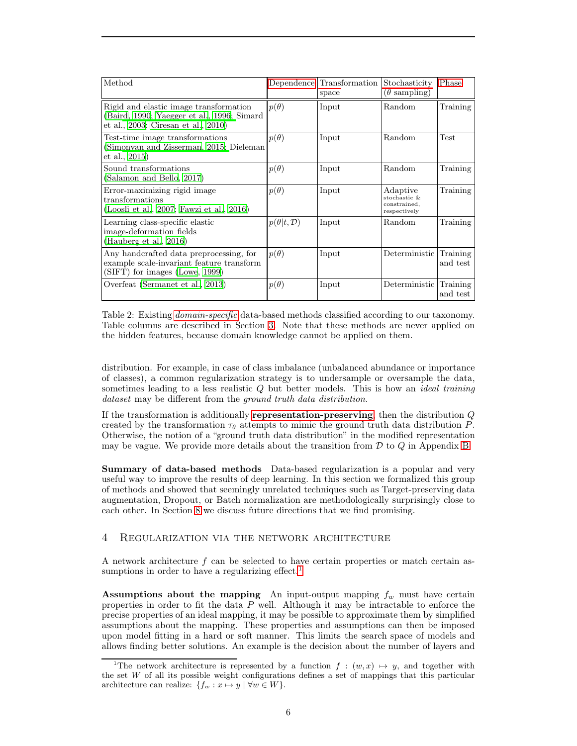| Method | Dependence | Transformation space | Stochasticity ($\theta$ sampling) | Phase |
|---|---|---|---|---|
| Rigid and elastic image transformation (Baird, 1990; Yaegger et al., 1996; Simard et al., 2003; Ciresan et al., 2010) | $p(\theta)$ | Input | Random | Training |
| Test-time image transformations (Simonyan and Zisserman, 2015; Dieleman et al., 2015) | $p(\theta)$ | Input | Random | Test |
| Sound transformations (Salamon and Bello, 2017) | $p(\theta)$ | Input | Random | Training |
| Error-maximizing rigid image transformations (Loosli et al., 2007; Fawzi et al., 2016) | $p(\theta)$ | Input | Adaptive stochastic & constrained, respectively | Training |
| Learning class-specific elastic image-deformation fields (Hauberg et al., 2016) | $p(\theta\|t, \mathcal{D})$ | Input | Random | Training |
| Any handcrafted data preprocessing, for example scale-invariant feature transform (SIFT) for images (Lowe, 1999) | $p(\theta)$ | Input | Deterministic | Training and test |
| Overfeat (Sermanet et al., 2013) | $p(\theta)$ | Input | Deterministic | Training and test |

Table 2: Existing *domain-specific* data-based methods classified according to our taxonomy. Table columns are described in Section 3. Note that these methods are never applied on the hidden features, because domain knowledge cannot be applied on them.

distribution. For example, in case of class imbalance (unbalanced abundance or importance of classes), a common regularization strategy is to undersample or oversample the data, sometimes leading to a less realistic $Q$ but better models. This is how an *ideal training dataset* may be different from the *ground truth data distribution*.

If the transformation is additionally **representation-preserving**, then the distribution $Q$ created by the transformation $\tau_\theta$ attempts to mimic the ground truth data distribution $P$. Otherwise, the notion of a "ground truth data distribution" in the modified representation may be vague. We provide more details about the transition from $\mathcal{D}$ to $Q$ in Appendix B.

**Summary of data-based methods** Data-based regularization is a popular and very useful way to improve the results of deep learning. In this section we formalized this group of methods and showed that seemingly unrelated techniques such as Target-preserving data augmentation, Dropout, or Batch normalization are methodologically surprisingly close to each other. In Section 8 we discuss future directions that we find promising.

## 4 Regularization via the network architecture

A network architecture $f$ can be selected to have certain properties or match certain assumptions in order to have a regularizing effect.[1]

**Assumptions about the mapping** An input-output mapping $f_w$ must have certain properties in order to fit the data $P$ well. Although it may be intractable to enforce the precise properties of an ideal mapping, it may be possible to approximate them by simplified assumptions about the mapping. These properties and assumptions can then be imposed upon model fitting in a hard or soft manner. This limits the search space of models and allows finding better solutions. An example is the decision about the number of layers and

[1] The network architecture is represented by a function $f : (w, x) \mapsto y$, and together with the set $W$ of all its possible weight configurations defines a set of mappings that this particular architecture can realize: $\{f_w : x \mapsto y \mid \forall w \in W\}$.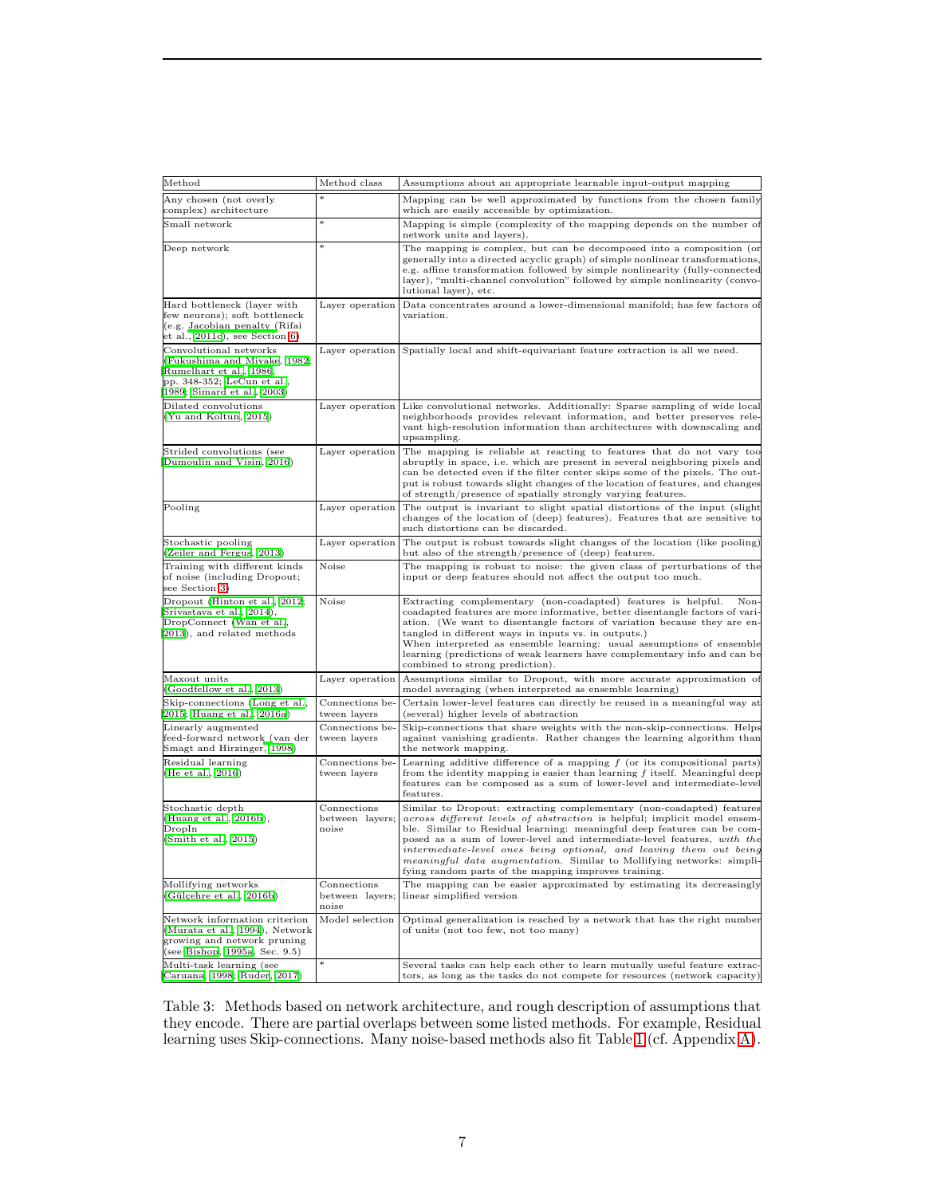| Method | Method class | Assumptions about an appropriate learnable input-output mapping |
|---|---|---|
| Any chosen (not overly complex) architecture | * | Mapping can be well approximated by functions from the chosen family which are easily accessible by optimization. |
| Small network | * | Mapping is simple (complexity of the mapping depends on the number of network units and layers). |
| Deep network | * | The mapping is complex, but can be decomposed into a composition (or generally into a directed acyclic graph) of simple nonlinear transformations, e.g. affine transformation followed by simple nonlinearity (fully-connected layer), "multi-channel convolution" followed by simple nonlinearity (convolutional layer), etc. |
| Hard bottleneck (layer with few neurons); soft bottleneck (e.g. Jacobian penalty (Rifai et al., 2011c), see Section 6) | Layer operation | Data concentrates around a lower-dimensional manifold; has few factors of variation. |
| Convolutional networks (Fukushima and Miyake, 1982; Rumelhart et al., 1986, pp. 348-352; LeCun et al., 1989; Simard et al., 2003) | Layer operation | Spatially local and shift-equivariant feature extraction is all we need. |
| Dilated convolutions (Yu and Koltun, 2015) | Layer operation | Like convolutional networks. Additionally: Sparse sampling of wide local neighborhoods provides relevant information, and better preserves relevant high-resolution information than architectures with downscaling and upsampling. |
| Strided convolutions (see Dumoulin and Visin, 2016) | Layer operation | The mapping is reliable at reacting to features that do not vary too abruptly in space, i.e. which are present in several neighboring pixels and can be detected even if the filter center skips some of the pixels. The output is robust towards slight changes of the location of features, and changes of strength/presence of spatially strongly varying features. |
| Pooling | Layer operation | The output is invariant to slight spatial distortions of the input (slight changes of the location of (deep) features). Features that are sensitive to such distortions can be discarded. |
| Stochastic pooling (Zeiler and Fergus, 2013) | Layer operation | The output is robust towards slight changes of the location (like pooling) but also of the strength/presence of (deep) features. |
| Training with different kinds of noise (including Dropout; see Section 3) | Noise | The mapping is robust to noise: the given class of perturbations of the input or deep features should not affect the output too much. |
| Dropout (Hinton et al., 2012; Srivastava et al., 2014), DropConnect (Wan et al., 2013), and related methods | Noise | Extracting complementary (non-coadapted) features is helpful. Non-coadapted features are more informative, better disentangle factors of variation. (We want to disentangle factors of variation because they are entangled in different ways in inputs vs. in outputs.) When interpreted as ensemble learning: usual assumptions of ensemble learning (predictions of weak learners have complementary info and can be combined to strong prediction). |
| Maxout units (Goodfellow et al., 2013) | Layer operation | Assumptions similar to Dropout, with more accurate approximation of model averaging (when interpreted as ensemble learning) |
| Skip-connections (Long et al., 2015; Huang et al., 2016a) | Connections between layers | Certain lower-level features can directly be reused in a meaningful way at (several) higher levels of abstraction |
| Linearly augmented feed-forward network (van der Smagt and Hirzinger, 1998) | Connections between layers | Skip-connections that share weights with the non-skip-connections. Helps against vanishing gradients. Rather changes the learning algorithm than the network mapping. |
| Residual learning (He et al., 2016) | Connections between layers | Learning additive difference of a mapping $f$ (or its compositional parts) from the identity mapping is easier than learning $f$ itself. Meaningful deep features can be composed as a sum of lower-level and intermediate-level features. |
| Stochastic depth (Huang et al., 2016b), DropIn (Smith et al., 2015) | Connections between layers; noise | Similar to Dropout: extracting complementary (non-coadapted) features *across different levels of abstraction* is helpful; implicit model ensemble. Similar to Residual learning: meaningful deep features can be composed as a sum of lower-level and intermediate-level features, *with the intermediate-level ones being optional, and leaving them out being meaningful data augmentation*. Similar to Mollifying networks: simplifying random parts of the mapping improves training. |
| Mollifying networks (Gülçehre et al., 2016b) | Connections between layers; noise | The mapping can be easier approximated by estimating its decreasingly linear simplified version |
| Network information criterion (Murata et al., 1994), Network growing and network pruning (see Bishop, 1995a, Sec. 9.5) | Model selection | Optimal generalization is reached by a network that has the right number of units (not too few, not too many) |
| Multi-task learning (see Caruana, 1998; Ruder, 2017) | * | Several tasks can help each other to learn mutually useful feature extractors, as long as the tasks do not compete for resources (network capacity) |

Table 3: Methods based on network architecture, and rough description of assumptions that they encode. There are partial overlaps between some listed methods. For example, Residual learning uses Skip-connections. Many noise-based methods also fit Table 1 (cf. Appendix A).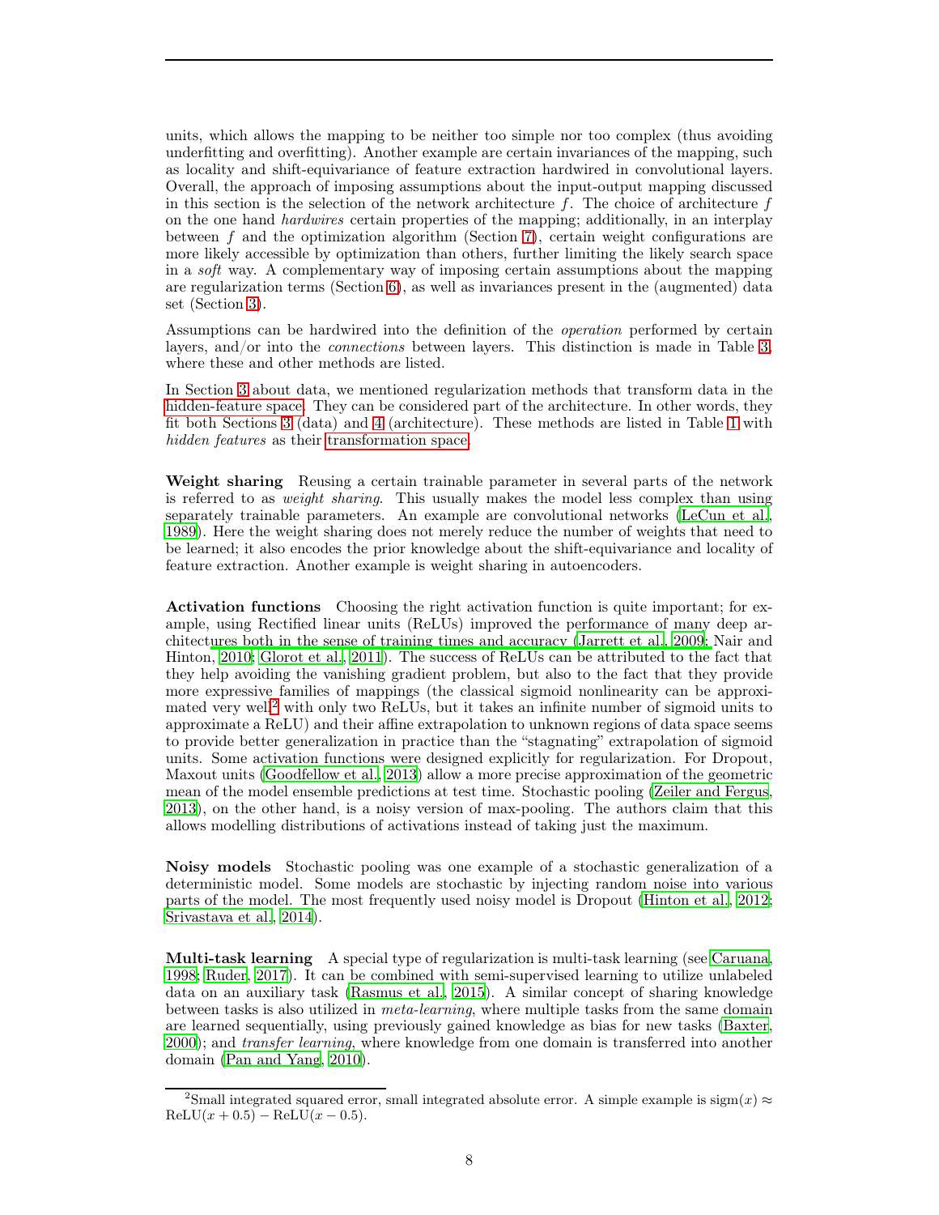units, which allows the mapping to be neither too simple nor too complex (thus avoiding underfitting and overfitting). Another example are certain invariances of the mapping, such as locality and shift-equivariance of feature extraction hardwired in convolutional layers. Overall, the approach of imposing assumptions about the input-output mapping discussed in this section is the selection of the network architecture $f$. The choice of architecture $f$ on the one hand *hardwires* certain properties of the mapping; additionally, in an interplay between $f$ and the optimization algorithm (Section 7), certain weight configurations are more likely accessible by optimization than others, further limiting the likely search space in a *soft* way. A complementary way of imposing certain assumptions about the mapping are regularization terms (Section 6), as well as invariances present in the (augmented) data set (Section 3).

Assumptions can be hardwired into the definition of the *operation* performed by certain layers, and/or into the *connections* between layers. This distinction is made in Table 3, where these and other methods are listed.

In Section 3 about data, we mentioned regularization methods that transform data in the hidden-feature space. They can be considered part of the architecture. In other words, they fit both Sections 3 (data) and 4 (architecture). These methods are listed in Table 1 with *hidden features* as their transformation space.

**Weight sharing** Reusing a certain trainable parameter in several parts of the network is referred to as *weight sharing*. This usually makes the model less complex than using separately trainable parameters. An example are convolutional networks (LeCun et al., 1989). Here the weight sharing does not merely reduce the number of weights that need to be learned; it also encodes the prior knowledge about the shift-equivariance and locality of feature extraction. Another example is weight sharing in autoencoders.

**Activation functions** Choosing the right activation function is quite important; for example, using Rectified linear units (ReLUs) improved the performance of many deep architectures both in the sense of training times and accuracy (Jarrett et al., 2009; Nair and Hinton, 2010; Glorot et al., 2011). The success of ReLUs can be attributed to the fact that they help avoiding the vanishing gradient problem, but also to the fact that they provide more expressive families of mappings (the classical sigmoid nonlinearity can be approximated very well[2] with only two ReLUs, but it takes an infinite number of sigmoid units to approximate a ReLU) and their affine extrapolation to unknown regions of data space seems to provide better generalization in practice than the "stagnating" extrapolation of sigmoid units. Some activation functions were designed explicitly for regularization. For Dropout, Maxout units (Goodfellow et al., 2013) allow a more precise approximation of the geometric mean of the model ensemble predictions at test time. Stochastic pooling (Zeiler and Fergus, 2013), on the other hand, is a noisy version of max-pooling. The authors claim that this allows modelling distributions of activations instead of taking just the maximum.

**Noisy models** Stochastic pooling was one example of a stochastic generalization of a deterministic model. Some models are stochastic by injecting random noise into various parts of the model. The most frequently used noisy model is Dropout (Hinton et al., 2012; Srivastava et al., 2014).

**Multi-task learning** A special type of regularization is multi-task learning (see Caruana, 1998; Ruder, 2017). It can be combined with semi-supervised learning to utilize unlabeled data on an auxiliary task (Rasmus et al., 2015). A similar concept of sharing knowledge between tasks is also utilized in *meta-learning*, where multiple tasks from the same domain are learned sequentially, using previously gained knowledge as bias for new tasks (Baxter, 2000); and *transfer learning*, where knowledge from one domain is transferred into another domain (Pan and Yang, 2010).

[2] Small integrated squared error, small integrated absolute error. A simple example is $\mathrm{sigm}(x) \approx \mathrm{ReLU}(x + 0.5) - \mathrm{ReLU}(x - 0.5)$.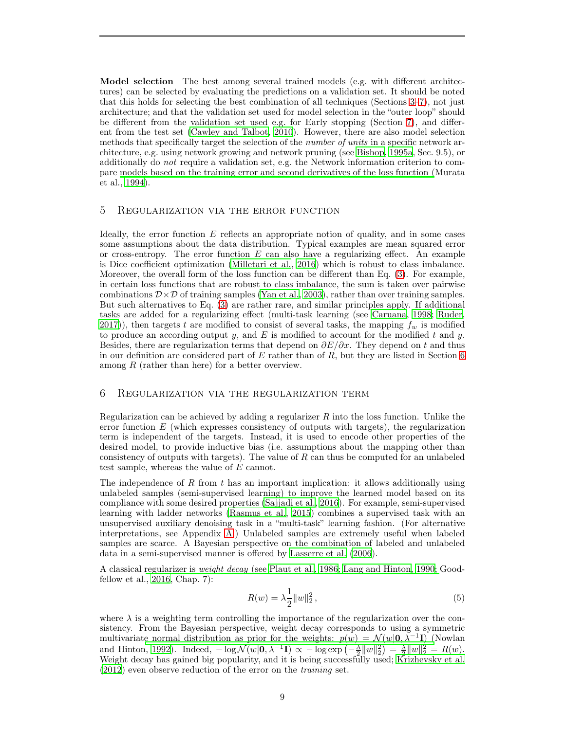**Model selection** The best among several trained models (e.g. with different architectures) can be selected by evaluating the predictions on a validation set. It should be noted that this holds for selecting the best combination of all techniques (Sections 3–7), not just architecture; and that the validation set used for model selection in the "outer loop" should be different from the validation set used e.g. for Early stopping (Section 7), and different from the test set (Cawley and Talbot, 2010). However, there are also model selection methods that specifically target the selection of the *number of units* in a specific network architecture, e.g. using network growing and network pruning (see Bishop, 1995a, Sec. 9.5), or additionally do *not* require a validation set, e.g. the Network information criterion to compare models based on the training error and second derivatives of the loss function (Murata et al., 1994).

## 5 Regularization via the error function

Ideally, the error function $E$ reflects an appropriate notion of quality, and in some cases some assumptions about the data distribution. Typical examples are mean squared error or cross-entropy. The error function $E$ can also have a regularizing effect. An example is Dice coefficient optimization (Milletari et al., 2016) which is robust to class imbalance. Moreover, the overall form of the loss function can be different than Eq. (3). For example, in certain loss functions that are robust to class imbalance, the sum is taken over pairwise combinations $\mathcal{D} \times \mathcal{D}$ of training samples (Yan et al., 2003), rather than over training samples. But such alternatives to Eq. (3) are rather rare, and similar principles apply. If additional tasks are added for a regularizing effect (multi-task learning (see Caruana, 1998; Ruder, 2017)), then targets $t$ are modified to consist of several tasks, the mapping $f_w$ is modified to produce an according output $y$, and $E$ is modified to account for the modified $t$ and $y$. Besides, there are regularization terms that depend on $\partial E / \partial x$. They depend on $t$ and thus in our definition are considered part of $E$ rather than of $R$, but they are listed in Section 6 among $R$ (rather than here) for a better overview.

## 6 Regularization via the regularization term

Regularization can be achieved by adding a regularizer $R$ into the loss function. Unlike the error function $E$ (which expresses consistency of outputs with targets), the regularization term is independent of the targets. Instead, it is used to encode other properties of the desired model, to provide inductive bias (i.e. assumptions about the mapping other than consistency of outputs with targets). The value of $R$ can thus be computed for an unlabeled test sample, whereas the value of $E$ cannot.

The independence of $R$ from $t$ has an important implication: it allows additionally using unlabeled samples (semi-supervised learning) to improve the learned model based on its compliance with some desired properties (Sajjadi et al., 2016). For example, semi-supervised learning with ladder networks (Rasmus et al., 2015) combines a supervised task with an unsupervised auxiliary denoising task in a "multi-task" learning fashion. (For alternative interpretations, see Appendix A.) Unlabeled samples are extremely useful when labeled samples are scarce. A Bayesian perspective on the combination of labeled and unlabeled data in a semi-supervised manner is offered by Lasserre et al. (2006).

A classical regularizer is *weight decay* (see Plaut et al., 1986; Lang and Hinton, 1990; Goodfellow et al., 2016, Chap. 7):

$$R(w) = \lambda \frac{1}{2} \|w\|_2^2 , \tag{5}$$

where $\lambda$ is a weighting term controlling the importance of the regularization over the consistency. From the Bayesian perspective, weight decay corresponds to using a symmetric multivariate normal distribution as prior for the weights: $p(w) = \mathcal{N}(w|\mathbf{0}, \lambda^{-1}\mathbf{I})$ (Nowlan and Hinton, 1992). Indeed, $-\log \mathcal{N}(w|\mathbf{0}, \lambda^{-1}\mathbf{I}) \propto -\log \exp\left(-\frac{\lambda}{2}\|w\|_2^2\right) = \frac{\lambda}{2}\|w\|_2^2 = R(w)$. Weight decay has gained big popularity, and it is being successfully used; Krizhevsky et al. (2012) even observe reduction of the error on the *training* set.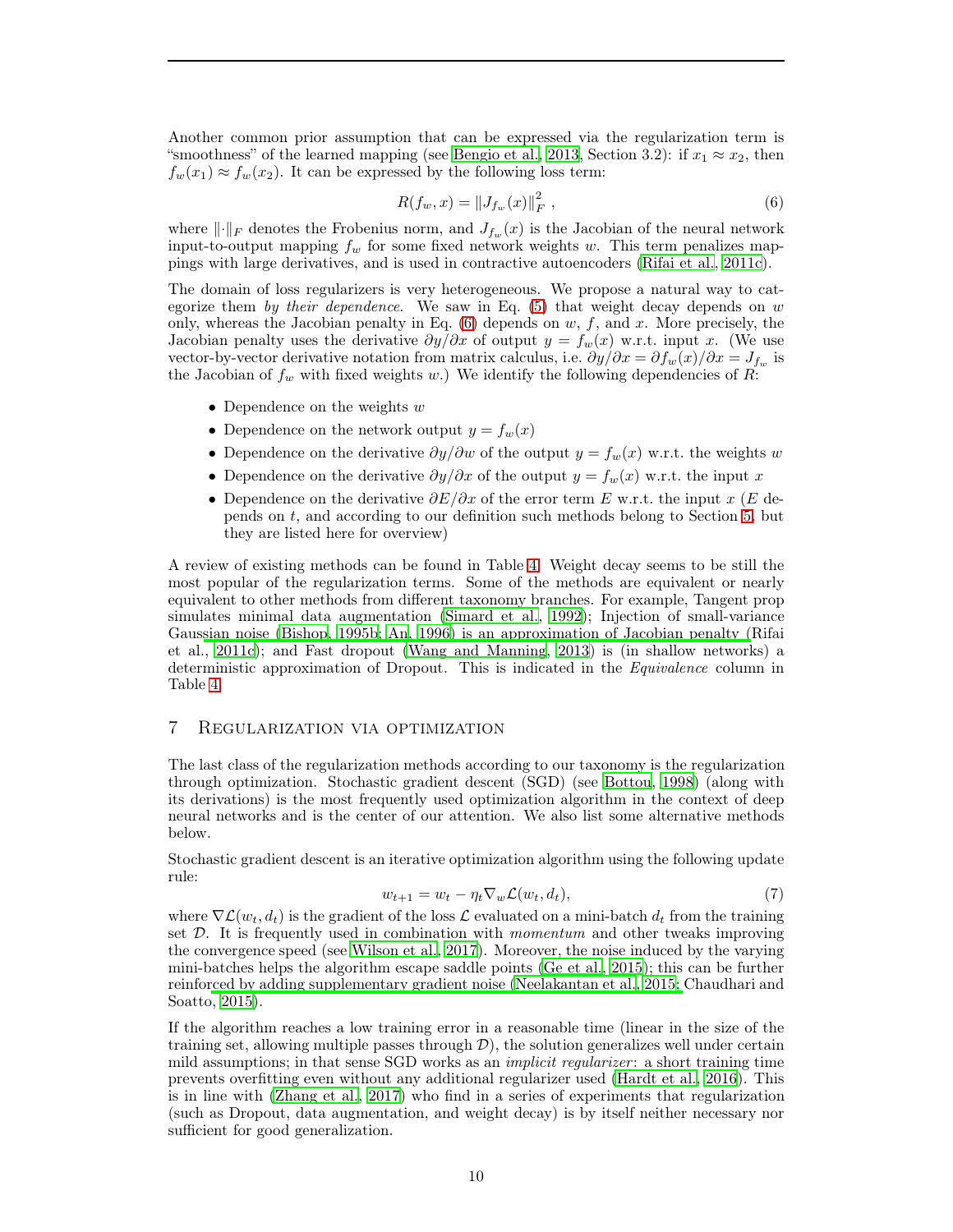Another common prior assumption that can be expressed via the regularization term is "smoothness" of the learned mapping (see Bengio et al., 2013, Section 3.2): if $x_1 \approx x_2$, then $f_w(x_1) \approx f_w(x_2)$. It can be expressed by the following loss term:

$$R(f_w, x) = \|J_{f_w}(x)\|_F^2 \,, \tag{6}$$

where $\|\cdot\|_F$ denotes the Frobenius norm, and $J_{f_w}(x)$ is the Jacobian of the neural network input-to-output mapping $f_w$ for some fixed network weights $w$. This term penalizes mappings with large derivatives, and is used in contractive autoencoders (Rifai et al., 2011c).

The domain of loss regularizers is very heterogeneous. We propose a natural way to categorize them *by their dependence*. We saw in Eq. (5) that weight decay depends on $w$ only, whereas the Jacobian penalty in Eq. (6) depends on $w$, $f$, and $x$. More precisely, the Jacobian penalty uses the derivative $\partial y / \partial x$ of output $y = f_w(x)$ w.r.t. input $x$. (We use vector-by-vector derivative notation from matrix calculus, i.e. $\partial y / \partial x = \partial f_w(x) / \partial x = J_{f_w}$ is the Jacobian of $f_w$ with fixed weights $w$.) We identify the following dependencies of $R$:

- Dependence on the weights $w$
- Dependence on the network output $y = f_w(x)$
- Dependence on the derivative $\partial y / \partial w$ of the output $y = f_w(x)$ w.r.t. the weights $w$
- Dependence on the derivative $\partial y / \partial x$ of the output $y = f_w(x)$ w.r.t. the input $x$
- Dependence on the derivative $\partial E / \partial x$ of the error term $E$ w.r.t. the input $x$ ($E$ depends on $t$, and according to our definition such methods belong to Section 5, but they are listed here for overview)

A review of existing methods can be found in Table 4. Weight decay seems to be still the most popular of the regularization terms. Some of the methods are equivalent or nearly equivalent to other methods from different taxonomy branches. For example, Tangent prop simulates minimal data augmentation (Simard et al., 1992); Injection of small-variance Gaussian noise (Bishop, 1995b; An, 1996) is an approximation of Jacobian penalty (Rifai et al., 2011c); and Fast dropout (Wang and Manning, 2013) is (in shallow networks) a deterministic approximation of Dropout. This is indicated in the *Equivalence* column in Table 4.

## 7 Regularization via optimization

The last class of the regularization methods according to our taxonomy is the regularization through optimization. Stochastic gradient descent (SGD) (see Bottou, 1998) (along with its derivations) is the most frequently used optimization algorithm in the context of deep neural networks and is the center of our attention. We also list some alternative methods below.

Stochastic gradient descent is an iterative optimization algorithm using the following update rule:

$$w_{t+1} = w_t - \eta_t \nabla_w \mathcal{L}(w_t, d_t), \tag{7}$$

where $\nabla \mathcal{L}(w_t, d_t)$ is the gradient of the loss $\mathcal{L}$ evaluated on a mini-batch $d_t$ from the training set $\mathcal{D}$. It is frequently used in combination with *momentum* and other tweaks improving the convergence speed (see Wilson et al., 2017). Moreover, the noise induced by the varying mini-batches helps the algorithm escape saddle points (Ge et al., 2015); this can be further reinforced by adding supplementary gradient noise (Neelakantan et al., 2015; Chaudhari and Soatto, 2015).

If the algorithm reaches a low training error in a reasonable time (linear in the size of the training set, allowing multiple passes through $\mathcal{D}$), the solution generalizes well under certain mild assumptions; in that sense SGD works as an *implicit regularizer*: a short training time prevents overfitting even without any additional regularizer used (Hardt et al., 2016). This is in line with (Zhang et al., 2017) who find in a series of experiments that regularization (such as Dropout, data augmentation, and weight decay) is by itself neither necessary nor sufficient for good generalization.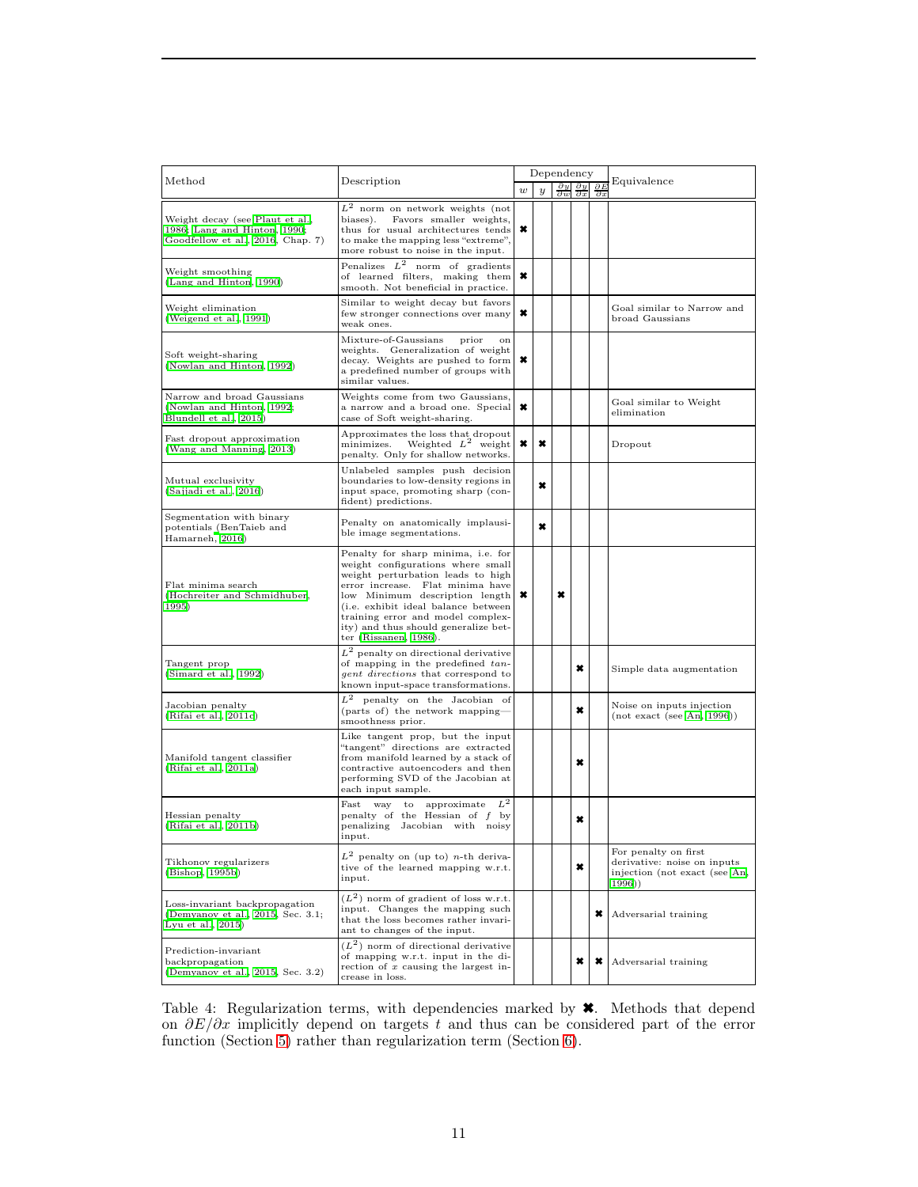| Method | Description | Dependency | | | | | Equivalence |
|---|---|---|---|---|---|---|---|
| | | $w$ | $y$ | $\frac{\partial y}{\partial w}$ | $\frac{\partial y}{\partial x}$ | $\frac{\partial E}{\partial x}$ | |
| Weight decay (see Plaut et al., 1986; Lang and Hinton, 1990; Goodfellow et al., 2016, Chap. 7) | $L^2$ norm on network weights (not biases). Favors smaller weights, thus for usual architectures tends to make the mapping less "extreme", more robust to noise in the input. | ✖ | | | | | |
| Weight smoothing (Lang and Hinton, 1990) | Penalizes $L^2$ norm of gradients of learned filters, making them smooth. Not beneficial in practice. | ✖ | | | | | |
| Weight elimination (Weigend et al., 1991) | Similar to weight decay but favors few stronger connections over many weak ones. | ✖ | | | | | Goal similar to Narrow and broad Gaussians |
| Soft weight-sharing (Nowlan and Hinton, 1992) | Mixture-of-Gaussians prior on weights. Generalization of weight decay. Weights are pushed to form a predefined number of groups with similar values. | ✖ | | | | | |
| Narrow and broad Gaussians (Nowlan and Hinton, 1992; Blundell et al., 2015) | Weights come from two Gaussians, a narrow and a broad one. Special case of Soft weight-sharing. | ✖ | | | | | Goal similar to Weight elimination |
| Fast dropout approximation (Wang and Manning, 2013) | Approximates the loss that dropout minimizes. Weighted $L^2$ weight penalty. Only for shallow networks. | ✖ | ✖ | | | | Dropout |
| Mutual exclusivity (Sajjadi et al., 2016) | Unlabeled samples push decision boundaries to low-density regions in input space, promoting sharp (confident) predictions. | | ✖ | | | | |
| Segmentation with binary potentials (BenTaieb and Hamarneh, 2016) | Penalty on anatomically implausible image segmentations. | | ✖ | | | | |
| Flat minima search (Hochreiter and Schmidhuber, 1995) | Penalty for sharp minima, i.e. for weight configurations where small weight perturbation leads to high error increase. Flat minima have low Minimum description length (i.e. exhibit ideal balance between training error and model complexity) and thus should generalize better (Rissanen, 1986). | ✖ | | ✖ | | | |
| Tangent prop (Simard et al., 1992) | $L^2$ penalty on directional derivative of mapping in the predefined *tangent directions* that correspond to known input-space transformations. | | | | ✖ | | Simple data augmentation |
| Jacobian penalty (Rifai et al., 2011c) | $L^2$ penalty on the Jacobian of (parts of) the network mapping—smoothness prior. | | | | ✖ | | Noise on inputs injection (not exact (see An, 1996)) |
| Manifold tangent classifier (Rifai et al., 2011a) | Like tangent prop, but the input "tangent" directions are extracted from manifold learned by a stack of contractive autoencoders and then performing SVD of the Jacobian at each input sample. | | | | ✖ | | |
| Hessian penalty (Rifai et al., 2011b) | Fast way to approximate $L^2$ penalty of the Hessian of $f$ by penalizing Jacobian with noisy input. | | | | ✖ | | |
| Tikhonov regularizers (Bishop, 1995b) | $L^2$ penalty on (up to) $n$-th derivative of the learned mapping w.r.t. input. | | | | ✖ | | For penalty on first derivative: noise on inputs injection (not exact (see An, 1996)) |
| Loss-invariant backpropagation (Demyanov et al., 2015, Sec. 3.1; Lyu et al., 2015) | ($L^2$) norm of gradient of loss w.r.t. input. Changes the mapping such that the loss becomes rather invariant to changes of the input. | | | | | ✖ | Adversarial training |
| Prediction-invariant backpropagation (Demyanov et al., 2015, Sec. 3.2) | ($L^2$) norm of directional derivative of mapping w.r.t. input in the direction of $x$ causing the largest increase in loss. | | | | ✖ | ✖ | Adversarial training |

Table 4: Regularization terms, with dependencies marked by ✖. Methods that depend on $\partial E/\partial x$ implicitly depend on targets $t$ and thus can be considered part of the error function (Section 5) rather than regularization term (Section 6).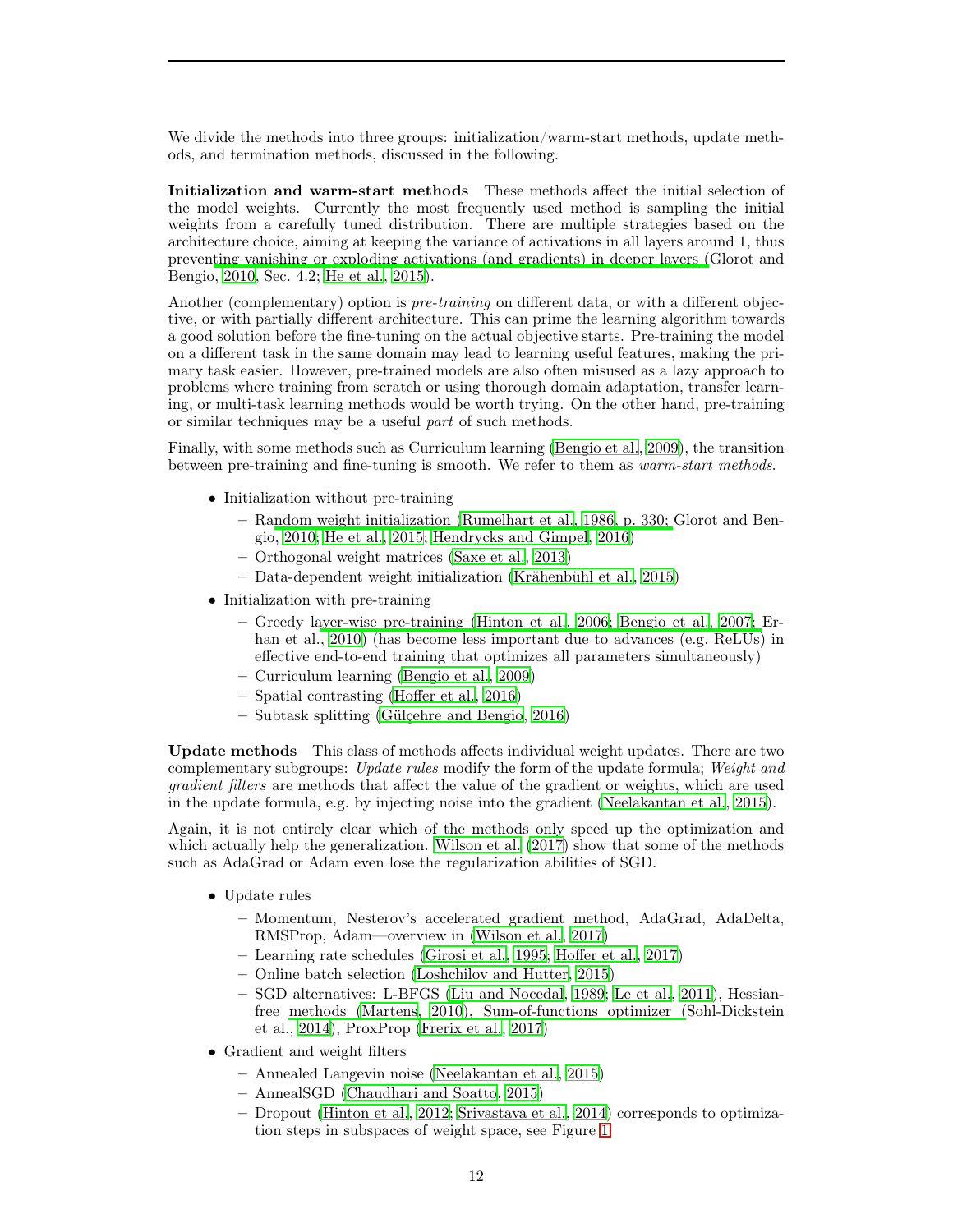We divide the methods into three groups: initialization/warm-start methods, update methods, and termination methods, discussed in the following.

**Initialization and warm-start methods** These methods affect the initial selection of the model weights. Currently the most frequently used method is sampling the initial weights from a carefully tuned distribution. There are multiple strategies based on the architecture choice, aiming at keeping the variance of activations in all layers around 1, thus preventing vanishing or exploding activations (and gradients) in deeper layers (Glorot and Bengio, 2010, Sec. 4.2; He et al., 2015).

Another (complementary) option is *pre-training* on different data, or with a different objective, or with partially different architecture. This can prime the learning algorithm towards a good solution before the fine-tuning on the actual objective starts. Pre-training the model on a different task in the same domain may lead to learning useful features, making the primary task easier. However, pre-trained models are also often misused as a lazy approach to problems where training from scratch or using thorough domain adaptation, transfer learning, or multi-task learning methods would be worth trying. On the other hand, pre-training or similar techniques may be a useful *part* of such methods.

Finally, with some methods such as Curriculum learning (Bengio et al., 2009), the transition between pre-training and fine-tuning is smooth. We refer to them as *warm-start methods*.

- Initialization without pre-training
  - Random weight initialization (Rumelhart et al., 1986, p. 330; Glorot and Bengio, 2010; He et al., 2015; Hendrycks and Gimpel, 2016)
  - Orthogonal weight matrices (Saxe et al., 2013)
  - Data-dependent weight initialization (Krähenbühl et al., 2015)
- Initialization with pre-training
  - Greedy layer-wise pre-training (Hinton et al., 2006; Bengio et al., 2007; Erhan et al., 2010) (has become less important due to advances (e.g. ReLUs) in effective end-to-end training that optimizes all parameters simultaneously)
  - Curriculum learning (Bengio et al., 2009)
  - Spatial contrasting (Hoffer et al., 2016)
  - Subtask splitting (Gülçehre and Bengio, 2016)

**Update methods** This class of methods affects individual weight updates. There are two complementary subgroups: *Update rules* modify the form of the update formula; *Weight and gradient filters* are methods that affect the value of the gradient or weights, which are used in the update formula, e.g. by injecting noise into the gradient (Neelakantan et al., 2015).

Again, it is not entirely clear which of the methods only speed up the optimization and which actually help the generalization. Wilson et al. (2017) show that some of the methods such as AdaGrad or Adam even lose the regularization abilities of SGD.

- Update rules
  - Momentum, Nesterov's accelerated gradient method, AdaGrad, AdaDelta, RMSProp, Adam—overview in (Wilson et al., 2017)
  - Learning rate schedules (Girosi et al., 1995; Hoffer et al., 2017)
  - Online batch selection (Loshchilov and Hutter, 2015)
  - SGD alternatives: L-BFGS (Liu and Nocedal, 1989; Le et al., 2011), Hessian-free methods (Martens, 2010), Sum-of-functions optimizer (Sohl-Dickstein et al., 2014), ProxProp (Frerix et al., 2017)
- Gradient and weight filters
  - Annealed Langevin noise (Neelakantan et al., 2015)
  - AnnealSGD (Chaudhari and Soatto, 2015)
  - Dropout (Hinton et al., 2012; Srivastava et al., 2014) corresponds to optimization steps in subspaces of weight space, see Figure 1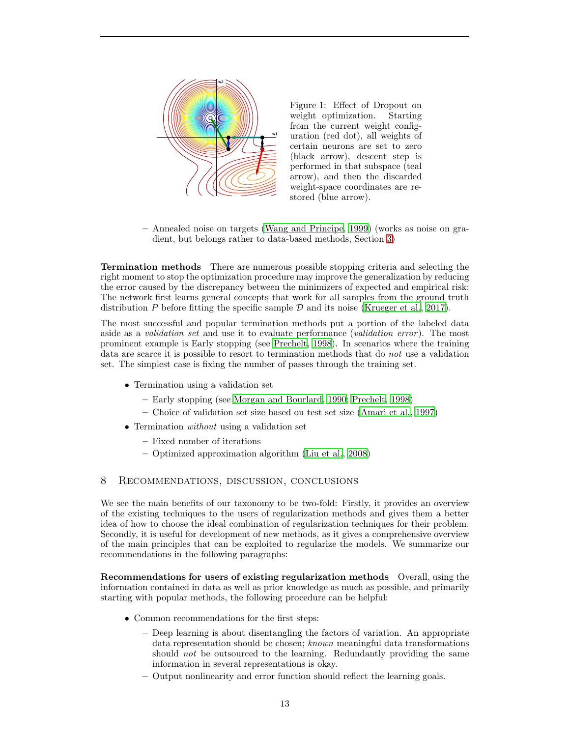Figure 1: Effect of Dropout on weight optimization. Starting from the current weight configuration (red dot), all weights of certain neurons are set to zero (black arrow), descent step is performed in that subspace (teal arrow), and then the discarded weight-space coordinates are restored (blue arrow).

– Annealed noise on targets (Wang and Principe, 1999) (works as noise on gradient, but belongs rather to data-based methods, Section 3)

**Termination methods** There are numerous possible stopping criteria and selecting the right moment to stop the optimization procedure may improve the generalization by reducing the error caused by the discrepancy between the minimizers of expected and empirical risk: The network first learns general concepts that work for all samples from the ground truth distribution $P$ before fitting the specific sample $\mathcal{D}$ and its noise (Krueger et al., 2017).

The most successful and popular termination methods put a portion of the labeled data aside as a *validation set* and use it to evaluate performance (*validation error*). The most prominent example is Early stopping (see Prechelt, 1998). In scenarios where the training data are scarce it is possible to resort to termination methods that do *not* use a validation set. The simplest case is fixing the number of passes through the training set.

- Termination using a validation set
  - Early stopping (see Morgan and Bourlard, 1990; Prechelt, 1998)
  - Choice of validation set size based on test set size (Amari et al., 1997)
- Termination *without* using a validation set
  - Fixed number of iterations
  - Optimized approximation algorithm (Liu et al., 2008)

## 8 Recommendations, discussion, conclusions

We see the main benefits of our taxonomy to be two-fold: Firstly, it provides an overview of the existing techniques to the users of regularization methods and gives them a better idea of how to choose the ideal combination of regularization techniques for their problem. Secondly, it is useful for development of new methods, as it gives a comprehensive overview of the main principles that can be exploited to regularize the models. We summarize our recommendations in the following paragraphs:

**Recommendations for users of existing regularization methods** Overall, using the information contained in data as well as prior knowledge as much as possible, and primarily starting with popular methods, the following procedure can be helpful:

- Common recommendations for the first steps:
  - Deep learning is about disentangling the factors of variation. An appropriate data representation should be chosen; *known* meaningful data transformations should *not* be outsourced to the learning. Redundantly providing the same information in several representations is okay.
  - Output nonlinearity and error function should reflect the learning goals.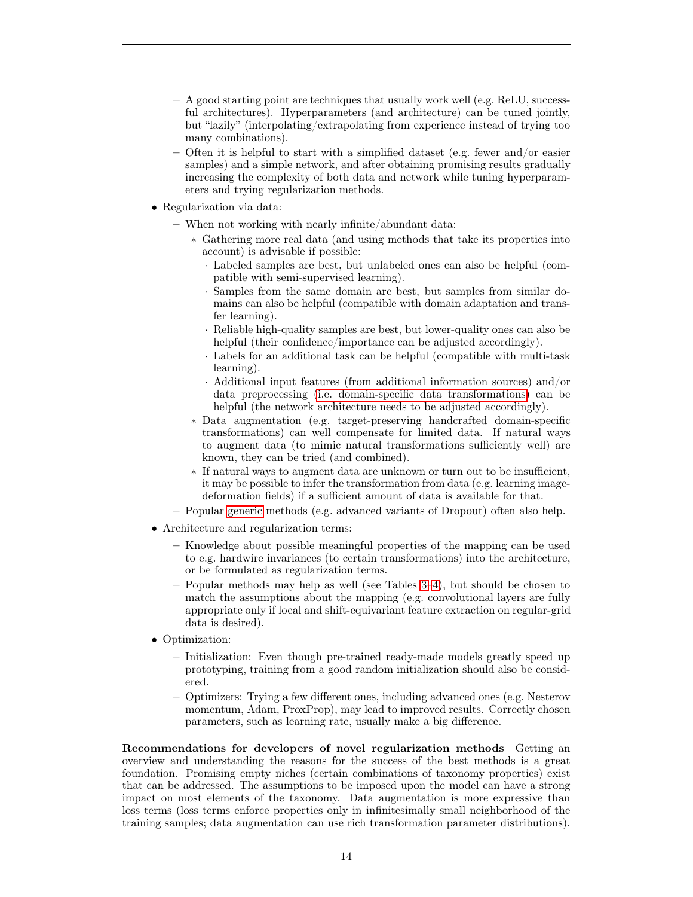- A good starting point are techniques that usually work well (e.g. ReLU, successful architectures). Hyperparameters (and architecture) can be tuned jointly, but "lazily" (interpolating/extrapolating from experience instead of trying too many combinations).
  - Often it is helpful to start with a simplified dataset (e.g. fewer and/or easier samples) and a simple network, and after obtaining promising results gradually increasing the complexity of both data and network while tuning hyperparameters and trying regularization methods.

- Regularization via data:
  - When not working with nearly infinite/abundant data:
    - Gathering more real data (and using methods that take its properties into account) is advisable if possible:
      - Labeled samples are best, but unlabeled ones can also be helpful (compatible with semi-supervised learning).
      - Samples from the same domain are best, but samples from similar domains can also be helpful (compatible with domain adaptation and transfer learning).
      - Reliable high-quality samples are best, but lower-quality ones can also be helpful (their confidence/importance can be adjusted accordingly).
      - Labels for an additional task can be helpful (compatible with multi-task learning).
      - Additional input features (from additional information sources) and/or data preprocessing (i.e. domain-specific data transformations) can be helpful (the network architecture needs to be adjusted accordingly).
    - Data augmentation (e.g. target-preserving handcrafted domain-specific transformations) can well compensate for limited data. If natural ways to augment data (to mimic natural transformations sufficiently well) are known, they can be tried (and combined).
    - If natural ways to augment data are unknown or turn out to be insufficient, it may be possible to infer the transformation from data (e.g. learning image-deformation fields) if a sufficient amount of data is available for that.
  - Popular generic methods (e.g. advanced variants of Dropout) often also help.

- Architecture and regularization terms:
  - Knowledge about possible meaningful properties of the mapping can be used to e.g. hardwire invariances (to certain transformations) into the architecture, or be formulated as regularization terms.
  - Popular methods may help as well (see Tables 3–4), but should be chosen to match the assumptions about the mapping (e.g. convolutional layers are fully appropriate only if local and shift-equivariant feature extraction on regular-grid data is desired).

- Optimization:
  - Initialization: Even though pre-trained ready-made models greatly speed up prototyping, training from a good random initialization should also be considered.
  - Optimizers: Trying a few different ones, including advanced ones (e.g. Nesterov momentum, Adam, ProxProp), may lead to improved results. Correctly chosen parameters, such as learning rate, usually make a big difference.

**Recommendations for developers of novel regularization methods** Getting an overview and understanding the reasons for the success of the best methods is a great foundation. Promising empty niches (certain combinations of taxonomy properties) exist that can be addressed. The assumptions to be imposed upon the model can have a strong impact on most elements of the taxonomy. Data augmentation is more expressive than loss terms (loss terms enforce properties only in infinitesimally small neighborhood of the training samples; data augmentation can use rich transformation parameter distributions).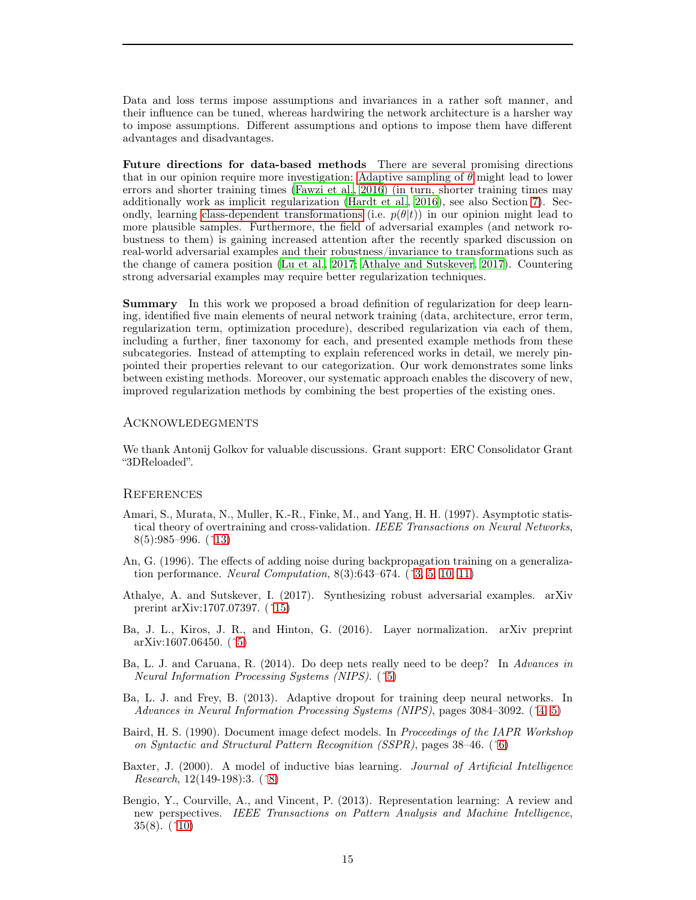Data and loss terms impose assumptions and invariances in a rather soft manner, and their influence can be tuned, whereas hardwiring the network architecture is a harsher way to impose assumptions. Different assumptions and options to impose them have different advantages and disadvantages.

**Future directions for data-based methods** There are several promising directions that in our opinion require more investigation: Adaptive sampling of $\theta$ might lead to lower errors and shorter training times (Fawzi et al., 2016) (in turn, shorter training times may additionally work as implicit regularization (Hardt et al., 2016), see also Section 7). Secondly, learning class-dependent transformations (i.e. $p(\theta|t)$) in our opinion might lead to more plausible samples. Furthermore, the field of adversarial examples (and network robustness to them) is gaining increased attention after the recently sparked discussion on real-world adversarial examples and their robustness/invariance to transformations such as the change of camera position (Lu et al., 2017; Athalye and Sutskever, 2017). Countering strong adversarial examples may require better regularization techniques.

**Summary** In this work we proposed a broad definition of regularization for deep learning, identified five main elements of neural network training (data, architecture, error term, regularization term, optimization procedure), described regularization via each of them, including a further, finer taxonomy for each, and presented example methods from these subcategories. Instead of attempting to explain referenced works in detail, we merely pinpointed their properties relevant to our categorization. Our work demonstrates some links between existing methods. Moreover, our systematic approach enables the discovery of new, improved regularization methods by combining the best properties of the existing ones.

## Acknowledgments

We thank Antonij Golkov for valuable discussions. Grant support: ERC Consolidator Grant "3DReloaded".

## References

Amari, S., Murata, N., Muller, K.-R., Finke, M., and Yang, H. H. (1997). Asymptotic statistical theory of overtraining and cross-validation. *IEEE Transactions on Neural Networks*, 8(5):985–996. (↑13)

An, G. (1996). The effects of adding noise during backpropagation training on a generalization performance. *Neural Computation*, 8(3):643–674. (↑3, 5, 10, 11)

Athalye, A. and Sutskever, I. (2017). Synthesizing robust adversarial examples. arXiv prerint arXiv:1707.07397. (↑15)

Ba, J. L., Kiros, J. R., and Hinton, G. (2016). Layer normalization. arXiv preprint arXiv:1607.06450. (↑5)

Ba, L. J. and Caruana, R. (2014). Do deep nets really need to be deep? In *Advances in Neural Information Processing Systems (NIPS)*. (↑5)

Ba, L. J. and Frey, B. (2013). Adaptive dropout for training deep neural networks. In *Advances in Neural Information Processing Systems (NIPS)*, pages 3084–3092. (↑4, 5)

Baird, H. S. (1990). Document image defect models. In *Proceedings of the IAPR Workshop on Syntactic and Structural Pattern Recognition (SSPR)*, pages 38–46. (↑6)

Baxter, J. (2000). A model of inductive bias learning. *Journal of Artificial Intelligence Research*, 12(149-198):3. (↑8)

Bengio, Y., Courville, A., and Vincent, P. (2013). Representation learning: A review and new perspectives. *IEEE Transactions on Pattern Analysis and Machine Intelligence*, 35(8). (↑10)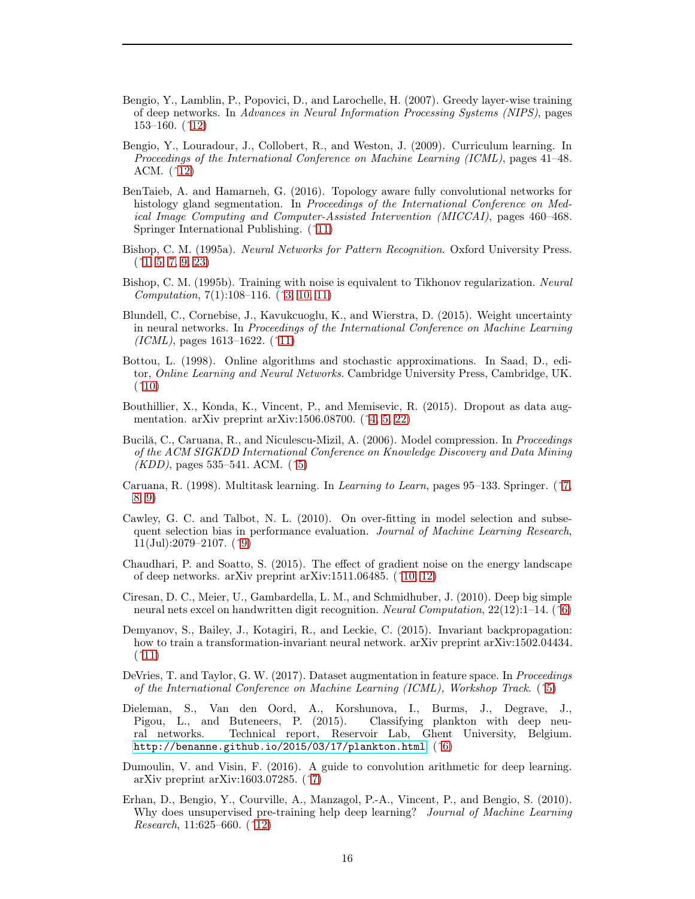Bengio, Y., Lamblin, P., Popovici, D., and Larochelle, H. (2007). Greedy layer-wise training of deep networks. In *Advances in Neural Information Processing Systems (NIPS)*, pages 153–160. (↑12)

Bengio, Y., Louradour, J., Collobert, R., and Weston, J. (2009). Curriculum learning. In *Proceedings of the International Conference on Machine Learning (ICML)*, pages 41–48. ACM. (↑12)

BenTaieb, A. and Hamarneh, G. (2016). Topology aware fully convolutional networks for histology gland segmentation. In *Proceedings of the International Conference on Medical Image Computing and Computer-Assisted Intervention (MICCAI)*, pages 460–468. Springer International Publishing. (↑11)

Bishop, C. M. (1995a). *Neural Networks for Pattern Recognition*. Oxford University Press. (↑1, 5, 7, 9, 23)

Bishop, C. M. (1995b). Training with noise is equivalent to Tikhonov regularization. *Neural Computation*, 7(1):108–116. (↑3, 10, 11)

Blundell, C., Cornebise, J., Kavukcuoglu, K., and Wierstra, D. (2015). Weight uncertainty in neural networks. In *Proceedings of the International Conference on Machine Learning (ICML)*, pages 1613–1622. (↑11)

Bottou, L. (1998). Online algorithms and stochastic approximations. In Saad, D., editor, *Online Learning and Neural Networks*. Cambridge University Press, Cambridge, UK. (↑10)

Bouthillier, X., Konda, K., Vincent, P., and Memisevic, R. (2015). Dropout as data augmentation. arXiv preprint arXiv:1506.08700. (↑4, 5, 22)

Bucilă, C., Caruana, R., and Niculescu-Mizil, A. (2006). Model compression. In *Proceedings of the ACM SIGKDD International Conference on Knowledge Discovery and Data Mining (KDD)*, pages 535–541. ACM. (↑5)

Caruana, R. (1998). Multitask learning. In *Learning to Learn*, pages 95–133. Springer. (↑7, 8, 9)

Cawley, G. C. and Talbot, N. L. (2010). On over-fitting in model selection and subsequent selection bias in performance evaluation. *Journal of Machine Learning Research*, 11(Jul):2079–2107. (↑9)

Chaudhari, P. and Soatto, S. (2015). The effect of gradient noise on the energy landscape of deep networks. arXiv preprint arXiv:1511.06485. (↑10, 12)

Ciresan, D. C., Meier, U., Gambardella, L. M., and Schmidhuber, J. (2010). Deep big simple neural nets excel on handwritten digit recognition. *Neural Computation*, 22(12):1–14. (↑6)

Demyanov, S., Bailey, J., Kotagiri, R., and Leckie, C. (2015). Invariant backpropagation: how to train a transformation-invariant neural network. arXiv preprint arXiv:1502.04434. (↑11)

DeVries, T. and Taylor, G. W. (2017). Dataset augmentation in feature space. In *Proceedings of the International Conference on Machine Learning (ICML), Workshop Track*. (↑5)

Dieleman, S., Van den Oord, A., Korshunova, I., Burms, J., Degrave, J., Pigou, L., and Buteneers, P. (2015). Classifying plankton with deep neural networks. Technical report, Reservoir Lab, Ghent University, Belgium. http://benanne.github.io/2015/03/17/plankton.html. (↑6)

Dumoulin, V. and Visin, F. (2016). A guide to convolution arithmetic for deep learning. arXiv preprint arXiv:1603.07285. (↑7)

Erhan, D., Bengio, Y., Courville, A., Manzagol, P.-A., Vincent, P., and Bengio, S. (2010). Why does unsupervised pre-training help deep learning? *Journal of Machine Learning Research*, 11:625–660. (↑12)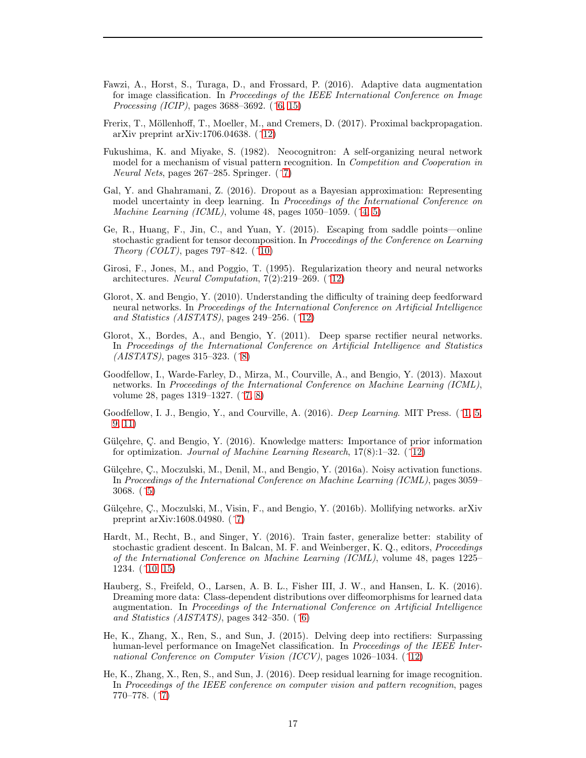Fawzi, A., Horst, S., Turaga, D., and Frossard, P. (2016). Adaptive data augmentation for image classification. In *Proceedings of the IEEE International Conference on Image Processing (ICIP)*, pages 3688–3692. (↑6, 15)

Frerix, T., Möllenhoff, T., Moeller, M., and Cremers, D. (2017). Proximal backpropagation. arXiv preprint arXiv:1706.04638. (↑12)

Fukushima, K. and Miyake, S. (1982). Neocognitron: A self-organizing neural network model for a mechanism of visual pattern recognition. In *Competition and Cooperation in Neural Nets*, pages 267–285. Springer. (↑7)

Gal, Y. and Ghahramani, Z. (2016). Dropout as a Bayesian approximation: Representing model uncertainty in deep learning. In *Proceedings of the International Conference on Machine Learning (ICML)*, volume 48, pages 1050–1059. (↑4, 5)

Ge, R., Huang, F., Jin, C., and Yuan, Y. (2015). Escaping from saddle points—online stochastic gradient for tensor decomposition. In *Proceedings of the Conference on Learning Theory (COLT)*, pages 797–842. (↑10)

Girosi, F., Jones, M., and Poggio, T. (1995). Regularization theory and neural networks architectures. *Neural Computation*, 7(2):219–269. (↑12)

Glorot, X. and Bengio, Y. (2010). Understanding the difficulty of training deep feedforward neural networks. In *Proceedings of the International Conference on Artificial Intelligence and Statistics (AISTATS)*, pages 249–256. (↑12)

Glorot, X., Bordes, A., and Bengio, Y. (2011). Deep sparse rectifier neural networks. In *Proceedings of the International Conference on Artificial Intelligence and Statistics (AISTATS)*, pages 315–323. (↑8)

Goodfellow, I., Warde-Farley, D., Mirza, M., Courville, A., and Bengio, Y. (2013). Maxout networks. In *Proceedings of the International Conference on Machine Learning (ICML)*, volume 28, pages 1319–1327. (↑7, 8)

Goodfellow, I. J., Bengio, Y., and Courville, A. (2016). *Deep Learning*. MIT Press. (↑1, 5, 9, 11)

Gülçehre, Ç. and Bengio, Y. (2016). Knowledge matters: Importance of prior information for optimization. *Journal of Machine Learning Research*, 17(8):1–32. (↑12)

Gülçehre, Ç., Moczulski, M., Denil, M., and Bengio, Y. (2016a). Noisy activation functions. In *Proceedings of the International Conference on Machine Learning (ICML)*, pages 3059–3068. (↑5)

Gülçehre, Ç., Moczulski, M., Visin, F., and Bengio, Y. (2016b). Mollifying networks. arXiv preprint arXiv:1608.04980. (↑7)

Hardt, M., Recht, B., and Singer, Y. (2016). Train faster, generalize better: stability of stochastic gradient descent. In Balcan, M. F. and Weinberger, K. Q., editors, *Proceedings of the International Conference on Machine Learning (ICML)*, volume 48, pages 1225–1234. (↑10, 15)

Hauberg, S., Freifeld, O., Larsen, A. B. L., Fisher III, J. W., and Hansen, L. K. (2016). Dreaming more data: Class-dependent distributions over diffeomorphisms for learned data augmentation. In *Proceedings of the International Conference on Artificial Intelligence and Statistics (AISTATS)*, pages 342–350. (↑6)

He, K., Zhang, X., Ren, S., and Sun, J. (2015). Delving deep into rectifiers: Surpassing human-level performance on ImageNet classification. In *Proceedings of the IEEE International Conference on Computer Vision (ICCV)*, pages 1026–1034. (↑12)

He, K., Zhang, X., Ren, S., and Sun, J. (2016). Deep residual learning for image recognition. In *Proceedings of the IEEE conference on computer vision and pattern recognition*, pages 770–778. (↑7)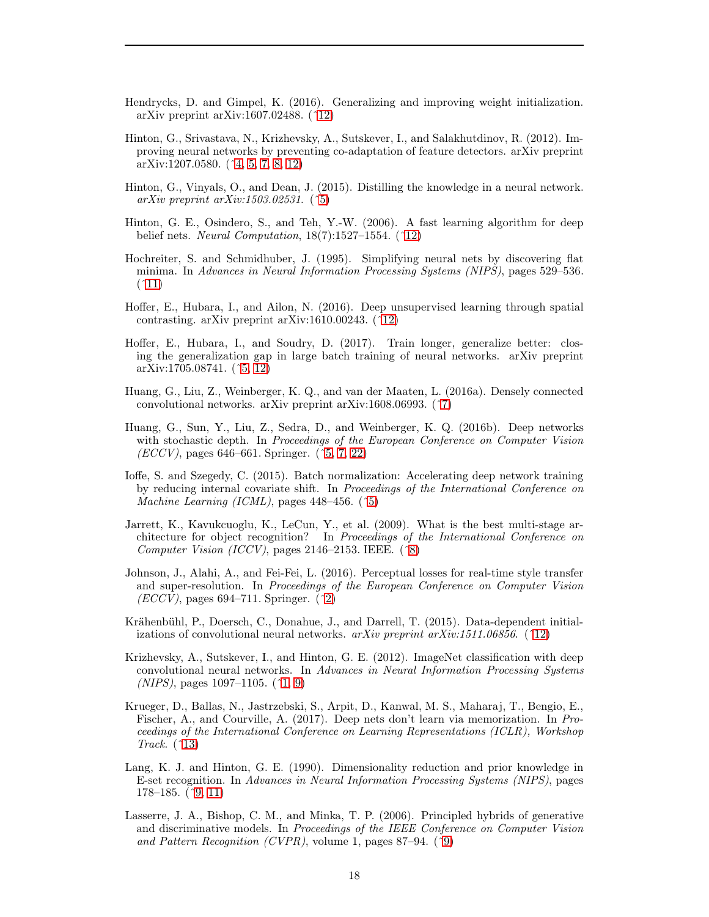Hendrycks, D. and Gimpel, K. (2016). Generalizing and improving weight initialization. arXiv preprint arXiv:1607.02488. (↑12)

Hinton, G., Srivastava, N., Krizhevsky, A., Sutskever, I., and Salakhutdinov, R. (2012). Improving neural networks by preventing co-adaptation of feature detectors. arXiv preprint arXiv:1207.0580. (↑4, 5, 7, 8, 12)

Hinton, G., Vinyals, O., and Dean, J. (2015). Distilling the knowledge in a neural network. *arXiv preprint arXiv:1503.02531*. (↑5)

Hinton, G. E., Osindero, S., and Teh, Y.-W. (2006). A fast learning algorithm for deep belief nets. *Neural Computation*, 18(7):1527–1554. (↑12)

Hochreiter, S. and Schmidhuber, J. (1995). Simplifying neural nets by discovering flat minima. In *Advances in Neural Information Processing Systems (NIPS)*, pages 529–536. (↑11)

Hoffer, E., Hubara, I., and Ailon, N. (2016). Deep unsupervised learning through spatial contrasting. arXiv preprint arXiv:1610.00243. (↑12)

Hoffer, E., Hubara, I., and Soudry, D. (2017). Train longer, generalize better: closing the generalization gap in large batch training of neural networks. arXiv preprint arXiv:1705.08741. (↑5, 12)

Huang, G., Liu, Z., Weinberger, K. Q., and van der Maaten, L. (2016a). Densely connected convolutional networks. arXiv preprint arXiv:1608.06993. (↑7)

Huang, G., Sun, Y., Liu, Z., Sedra, D., and Weinberger, K. Q. (2016b). Deep networks with stochastic depth. In *Proceedings of the European Conference on Computer Vision (ECCV)*, pages 646–661. Springer. (↑5, 7, 22)

Ioffe, S. and Szegedy, C. (2015). Batch normalization: Accelerating deep network training by reducing internal covariate shift. In *Proceedings of the International Conference on Machine Learning (ICML)*, pages 448–456. (↑5)

Jarrett, K., Kavukcuoglu, K., LeCun, Y., et al. (2009). What is the best multi-stage architecture for object recognition? In *Proceedings of the International Conference on Computer Vision (ICCV)*, pages 2146–2153. IEEE. (↑8)

Johnson, J., Alahi, A., and Fei-Fei, L. (2016). Perceptual losses for real-time style transfer and super-resolution. In *Proceedings of the European Conference on Computer Vision (ECCV)*, pages 694–711. Springer. (↑2)

Krähenbühl, P., Doersch, C., Donahue, J., and Darrell, T. (2015). Data-dependent initializations of convolutional neural networks. *arXiv preprint arXiv:1511.06856*. (↑12)

Krizhevsky, A., Sutskever, I., and Hinton, G. E. (2012). ImageNet classification with deep convolutional neural networks. In *Advances in Neural Information Processing Systems (NIPS)*, pages 1097–1105. (↑1, 9)

Krueger, D., Ballas, N., Jastrzebski, S., Arpit, D., Kanwal, M. S., Maharaj, T., Bengio, E., Fischer, A., and Courville, A. (2017). Deep nets don't learn via memorization. In *Proceedings of the International Conference on Learning Representations (ICLR), Workshop Track*. (↑13)

Lang, K. J. and Hinton, G. E. (1990). Dimensionality reduction and prior knowledge in E-set recognition. In *Advances in Neural Information Processing Systems (NIPS)*, pages 178–185. (↑9, 11)

Lasserre, J. A., Bishop, C. M., and Minka, T. P. (2006). Principled hybrids of generative and discriminative models. In *Proceedings of the IEEE Conference on Computer Vision and Pattern Recognition (CVPR)*, volume 1, pages 87–94. (↑9)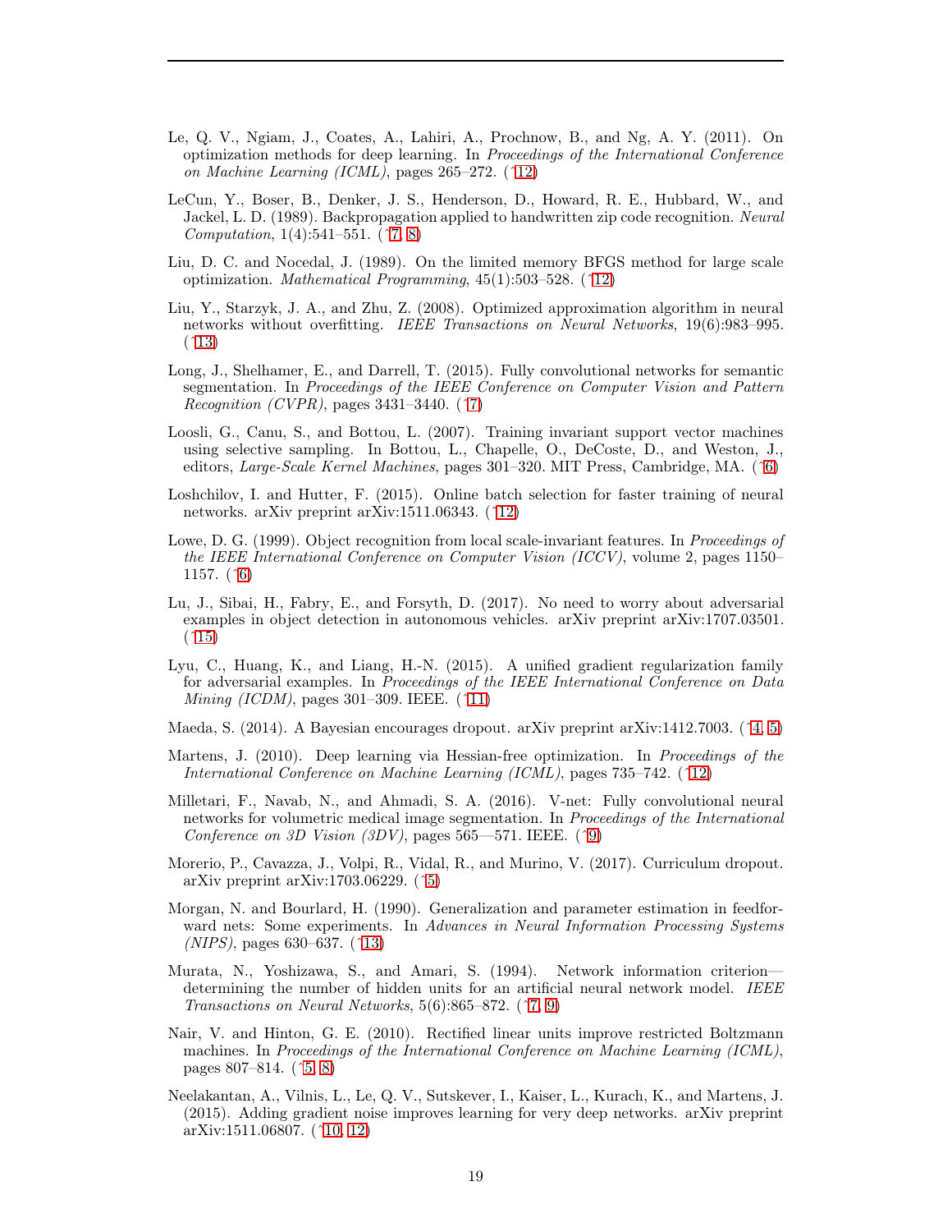Le, Q. V., Ngiam, J., Coates, A., Lahiri, A., Prochnow, B., and Ng, A. Y. (2011). On optimization methods for deep learning. In *Proceedings of the International Conference on Machine Learning (ICML)*, pages 265–272. (↑12)

LeCun, Y., Boser, B., Denker, J. S., Henderson, D., Howard, R. E., Hubbard, W., and Jackel, L. D. (1989). Backpropagation applied to handwritten zip code recognition. *Neural Computation*, 1(4):541–551. (↑7, 8)

Liu, D. C. and Nocedal, J. (1989). On the limited memory BFGS method for large scale optimization. *Mathematical Programming*, 45(1):503–528. (↑12)

Liu, Y., Starzyk, J. A., and Zhu, Z. (2008). Optimized approximation algorithm in neural networks without overfitting. *IEEE Transactions on Neural Networks*, 19(6):983–995. (↑13)

Long, J., Shelhamer, E., and Darrell, T. (2015). Fully convolutional networks for semantic segmentation. In *Proceedings of the IEEE Conference on Computer Vision and Pattern Recognition (CVPR)*, pages 3431–3440. (↑7)

Loosli, G., Canu, S., and Bottou, L. (2007). Training invariant support vector machines using selective sampling. In Bottou, L., Chapelle, O., DeCoste, D., and Weston, J., editors, *Large-Scale Kernel Machines*, pages 301–320. MIT Press, Cambridge, MA. (↑6)

Loshchilov, I. and Hutter, F. (2015). Online batch selection for faster training of neural networks. arXiv preprint arXiv:1511.06343. (↑12)

Lowe, D. G. (1999). Object recognition from local scale-invariant features. In *Proceedings of the IEEE International Conference on Computer Vision (ICCV)*, volume 2, pages 1150–1157. (↑6)

Lu, J., Sibai, H., Fabry, E., and Forsyth, D. (2017). No need to worry about adversarial examples in object detection in autonomous vehicles. arXiv preprint arXiv:1707.03501. (↑15)

Lyu, C., Huang, K., and Liang, H.-N. (2015). A unified gradient regularization family for adversarial examples. In *Proceedings of the IEEE International Conference on Data Mining (ICDM)*, pages 301–309. IEEE. (↑11)

Maeda, S. (2014). A Bayesian encourages dropout. arXiv preprint arXiv:1412.7003. (↑4, 5)

Martens, J. (2010). Deep learning via Hessian-free optimization. In *Proceedings of the International Conference on Machine Learning (ICML)*, pages 735–742. (↑12)

Milletari, F., Navab, N., and Ahmadi, S. A. (2016). V-net: Fully convolutional neural networks for volumetric medical image segmentation. In *Proceedings of the International Conference on 3D Vision (3DV)*, pages 565—571. IEEE. (↑9)

Morerio, P., Cavazza, J., Volpi, R., Vidal, R., and Murino, V. (2017). Curriculum dropout. arXiv preprint arXiv:1703.06229. (↑5)

Morgan, N. and Bourlard, H. (1990). Generalization and parameter estimation in feedforward nets: Some experiments. In *Advances in Neural Information Processing Systems (NIPS)*, pages 630–637. (↑13)

Murata, N., Yoshizawa, S., and Amari, S. (1994). Network information criterion—determining the number of hidden units for an artificial neural network model. *IEEE Transactions on Neural Networks*, 5(6):865–872. (↑7, 9)

Nair, V. and Hinton, G. E. (2010). Rectified linear units improve restricted Boltzmann machines. In *Proceedings of the International Conference on Machine Learning (ICML)*, pages 807–814. (↑5, 8)

Neelakantan, A., Vilnis, L., Le, Q. V., Sutskever, I., Kaiser, L., Kurach, K., and Martens, J. (2015). Adding gradient noise improves learning for very deep networks. arXiv preprint arXiv:1511.06807. (↑10, 12)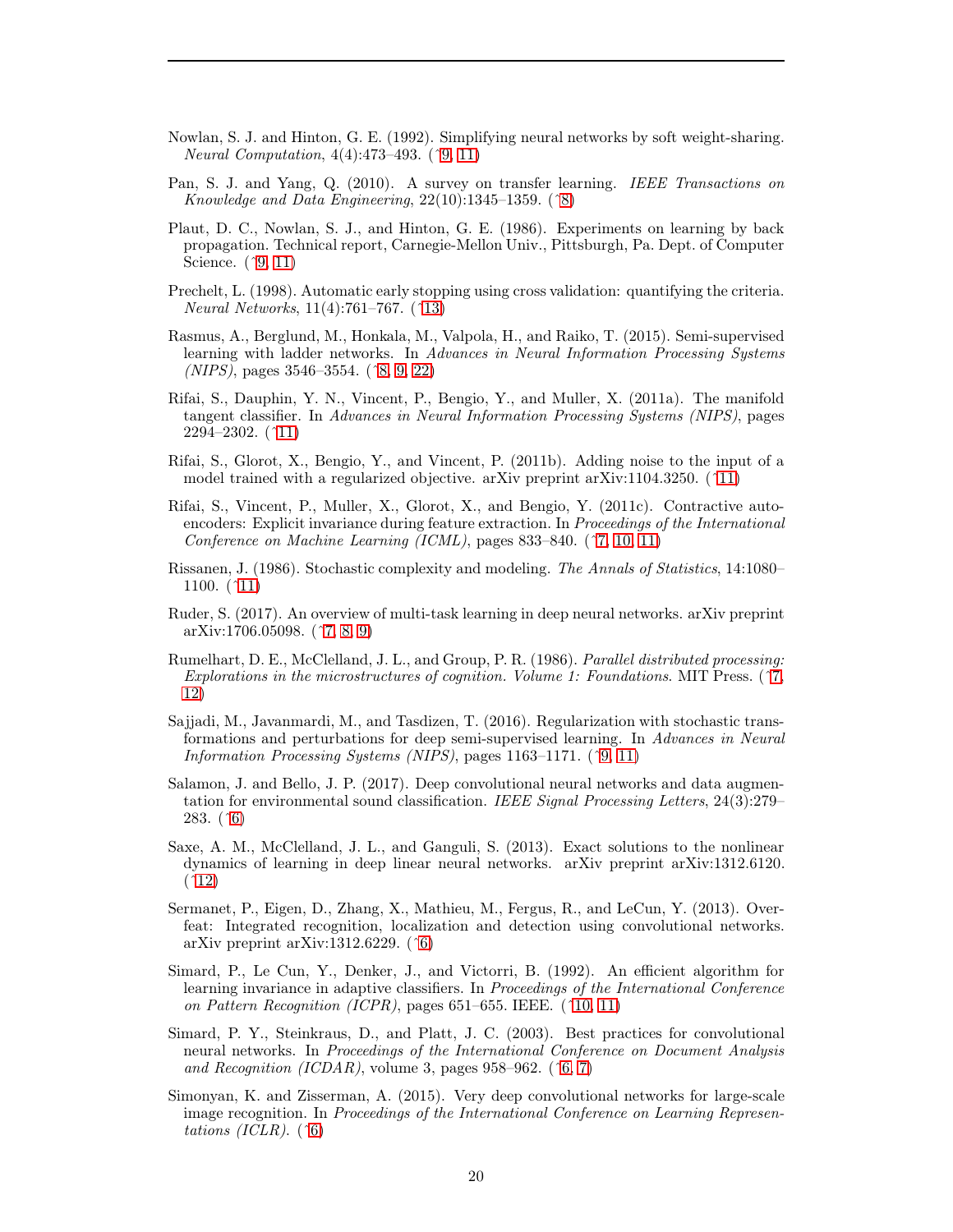Nowlan, S. J. and Hinton, G. E. (1992). Simplifying neural networks by soft weight-sharing. *Neural Computation*, 4(4):473–493. (↑9, 11)

Pan, S. J. and Yang, Q. (2010). A survey on transfer learning. *IEEE Transactions on Knowledge and Data Engineering*, 22(10):1345–1359. (↑8)

Plaut, D. C., Nowlan, S. J., and Hinton, G. E. (1986). Experiments on learning by back propagation. Technical report, Carnegie-Mellon Univ., Pittsburgh, Pa. Dept. of Computer Science. (↑9, 11)

Prechelt, L. (1998). Automatic early stopping using cross validation: quantifying the criteria. *Neural Networks*, 11(4):761–767. (↑13)

Rasmus, A., Berglund, M., Honkala, M., Valpola, H., and Raiko, T. (2015). Semi-supervised learning with ladder networks. In *Advances in Neural Information Processing Systems (NIPS)*, pages 3546–3554. (↑8, 9, 22)

Rifai, S., Dauphin, Y. N., Vincent, P., Bengio, Y., and Muller, X. (2011a). The manifold tangent classifier. In *Advances in Neural Information Processing Systems (NIPS)*, pages 2294–2302. (↑11)

Rifai, S., Glorot, X., Bengio, Y., and Vincent, P. (2011b). Adding noise to the input of a model trained with a regularized objective. arXiv preprint arXiv:1104.3250. (↑11)

Rifai, S., Vincent, P., Muller, X., Glorot, X., and Bengio, Y. (2011c). Contractive auto-encoders: Explicit invariance during feature extraction. In *Proceedings of the International Conference on Machine Learning (ICML)*, pages 833–840. (↑7, 10, 11)

Rissanen, J. (1986). Stochastic complexity and modeling. *The Annals of Statistics*, 14:1080–1100. (↑11)

Ruder, S. (2017). An overview of multi-task learning in deep neural networks. arXiv preprint arXiv:1706.05098. (↑7, 8, 9)

Rumelhart, D. E., McClelland, J. L., and Group, P. R. (1986). *Parallel distributed processing: Explorations in the microstructures of cognition. Volume 1: Foundations*. MIT Press. (↑7, 12)

Sajjadi, M., Javanmardi, M., and Tasdizen, T. (2016). Regularization with stochastic transformations and perturbations for deep semi-supervised learning. In *Advances in Neural Information Processing Systems (NIPS)*, pages 1163–1171. (↑9, 11)

Salamon, J. and Bello, J. P. (2017). Deep convolutional neural networks and data augmentation for environmental sound classification. *IEEE Signal Processing Letters*, 24(3):279–283. (↑6)

Saxe, A. M., McClelland, J. L., and Ganguli, S. (2013). Exact solutions to the nonlinear dynamics of learning in deep linear neural networks. arXiv preprint arXiv:1312.6120. (↑12)

Sermanet, P., Eigen, D., Zhang, X., Mathieu, M., Fergus, R., and LeCun, Y. (2013). Overfeat: Integrated recognition, localization and detection using convolutional networks. arXiv preprint arXiv:1312.6229. (↑6)

Simard, P., Le Cun, Y., Denker, J., and Victorri, B. (1992). An efficient algorithm for learning invariance in adaptive classifiers. In *Proceedings of the International Conference on Pattern Recognition (ICPR)*, pages 651–655. IEEE. (↑10, 11)

Simard, P. Y., Steinkraus, D., and Platt, J. C. (2003). Best practices for convolutional neural networks. In *Proceedings of the International Conference on Document Analysis and Recognition (ICDAR)*, volume 3, pages 958–962. (↑6, 7)

Simonyan, K. and Zisserman, A. (2015). Very deep convolutional networks for large-scale image recognition. In *Proceedings of the International Conference on Learning Representations (ICLR)*. (↑6)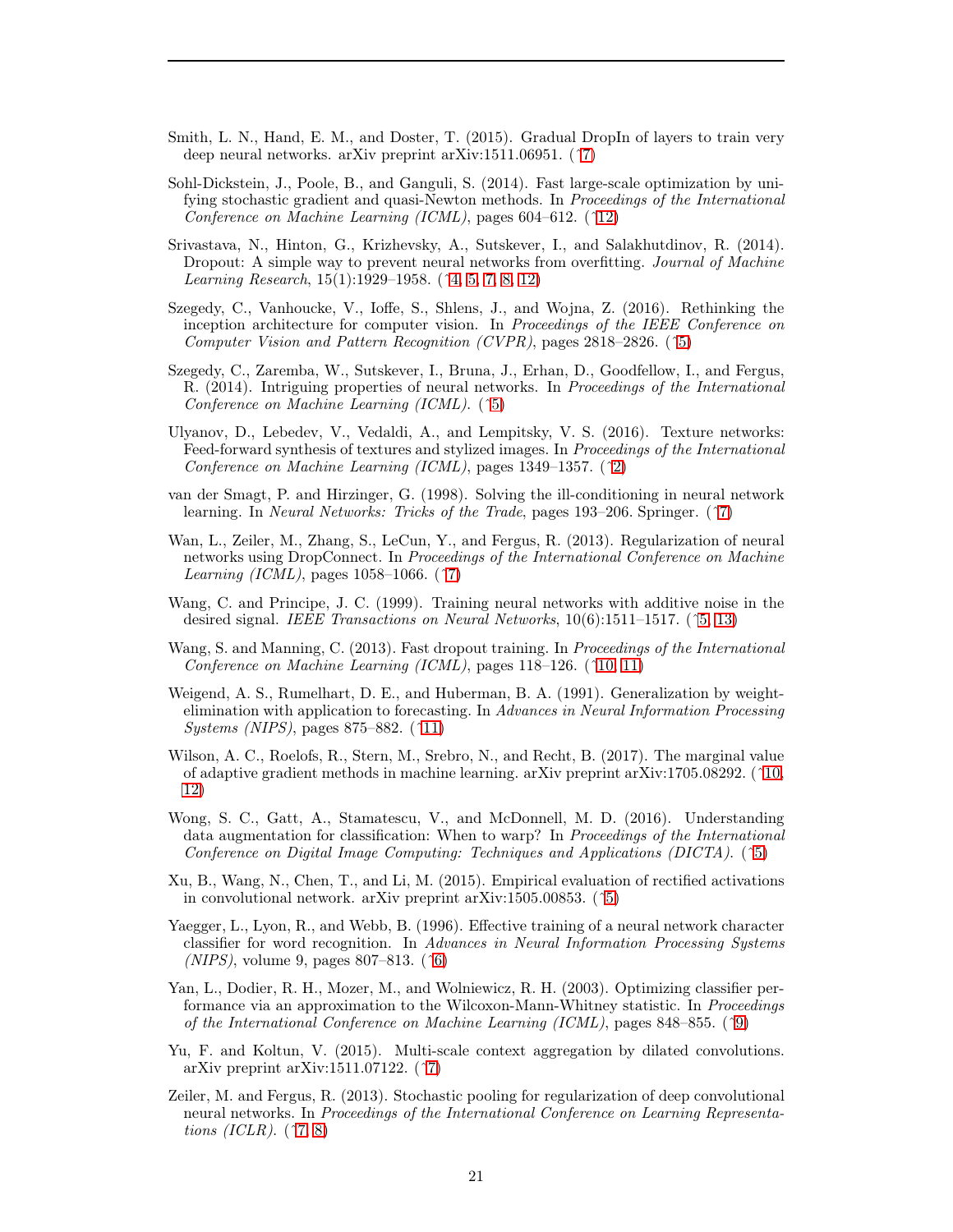Smith, L. N., Hand, E. M., and Doster, T. (2015). Gradual DropIn of layers to train very deep neural networks. arXiv preprint arXiv:1511.06951. (↑7)

Sohl-Dickstein, J., Poole, B., and Ganguli, S. (2014). Fast large-scale optimization by unifying stochastic gradient and quasi-Newton methods. In *Proceedings of the International Conference on Machine Learning (ICML)*, pages 604–612. (↑12)

Srivastava, N., Hinton, G., Krizhevsky, A., Sutskever, I., and Salakhutdinov, R. (2014). Dropout: A simple way to prevent neural networks from overfitting. *Journal of Machine Learning Research*, 15(1):1929–1958. (↑4, 5, 7, 8, 12)

Szegedy, C., Vanhoucke, V., Ioffe, S., Shlens, J., and Wojna, Z. (2016). Rethinking the inception architecture for computer vision. In *Proceedings of the IEEE Conference on Computer Vision and Pattern Recognition (CVPR)*, pages 2818–2826. (↑5)

Szegedy, C., Zaremba, W., Sutskever, I., Bruna, J., Erhan, D., Goodfellow, I., and Fergus, R. (2014). Intriguing properties of neural networks. In *Proceedings of the International Conference on Machine Learning (ICML)*. (↑5)

Ulyanov, D., Lebedev, V., Vedaldi, A., and Lempitsky, V. S. (2016). Texture networks: Feed-forward synthesis of textures and stylized images. In *Proceedings of the International Conference on Machine Learning (ICML)*, pages 1349–1357. (↑2)

van der Smagt, P. and Hirzinger, G. (1998). Solving the ill-conditioning in neural network learning. In *Neural Networks: Tricks of the Trade*, pages 193–206. Springer. (↑7)

Wan, L., Zeiler, M., Zhang, S., LeCun, Y., and Fergus, R. (2013). Regularization of neural networks using DropConnect. In *Proceedings of the International Conference on Machine Learning (ICML)*, pages 1058–1066. (↑7)

Wang, C. and Principe, J. C. (1999). Training neural networks with additive noise in the desired signal. *IEEE Transactions on Neural Networks*, 10(6):1511–1517. (↑5, 13)

Wang, S. and Manning, C. (2013). Fast dropout training. In *Proceedings of the International Conference on Machine Learning (ICML)*, pages 118–126. (↑10, 11)

Weigend, A. S., Rumelhart, D. E., and Huberman, B. A. (1991). Generalization by weight-elimination with application to forecasting. In *Advances in Neural Information Processing Systems (NIPS)*, pages 875–882. (↑11)

Wilson, A. C., Roelofs, R., Stern, M., Srebro, N., and Recht, B. (2017). The marginal value of adaptive gradient methods in machine learning. arXiv preprint arXiv:1705.08292. (↑10, 12)

Wong, S. C., Gatt, A., Stamatescu, V., and McDonnell, M. D. (2016). Understanding data augmentation for classification: When to warp? In *Proceedings of the International Conference on Digital Image Computing: Techniques and Applications (DICTA)*. (↑5)

Xu, B., Wang, N., Chen, T., and Li, M. (2015). Empirical evaluation of rectified activations in convolutional network. arXiv preprint arXiv:1505.00853. (↑5)

Yaegger, L., Lyon, R., and Webb, B. (1996). Effective training of a neural network character classifier for word recognition. In *Advances in Neural Information Processing Systems (NIPS)*, volume 9, pages 807–813. (↑6)

Yan, L., Dodier, R. H., Mozer, M., and Wolniewicz, R. H. (2003). Optimizing classifier performance via an approximation to the Wilcoxon-Mann-Whitney statistic. In *Proceedings of the International Conference on Machine Learning (ICML)*, pages 848–855. (↑9)

Yu, F. and Koltun, V. (2015). Multi-scale context aggregation by dilated convolutions. arXiv preprint arXiv:1511.07122. (↑7)

Zeiler, M. and Fergus, R. (2013). Stochastic pooling for regularization of deep convolutional neural networks. In *Proceedings of the International Conference on Learning Representations (ICLR)*. (↑7, 8)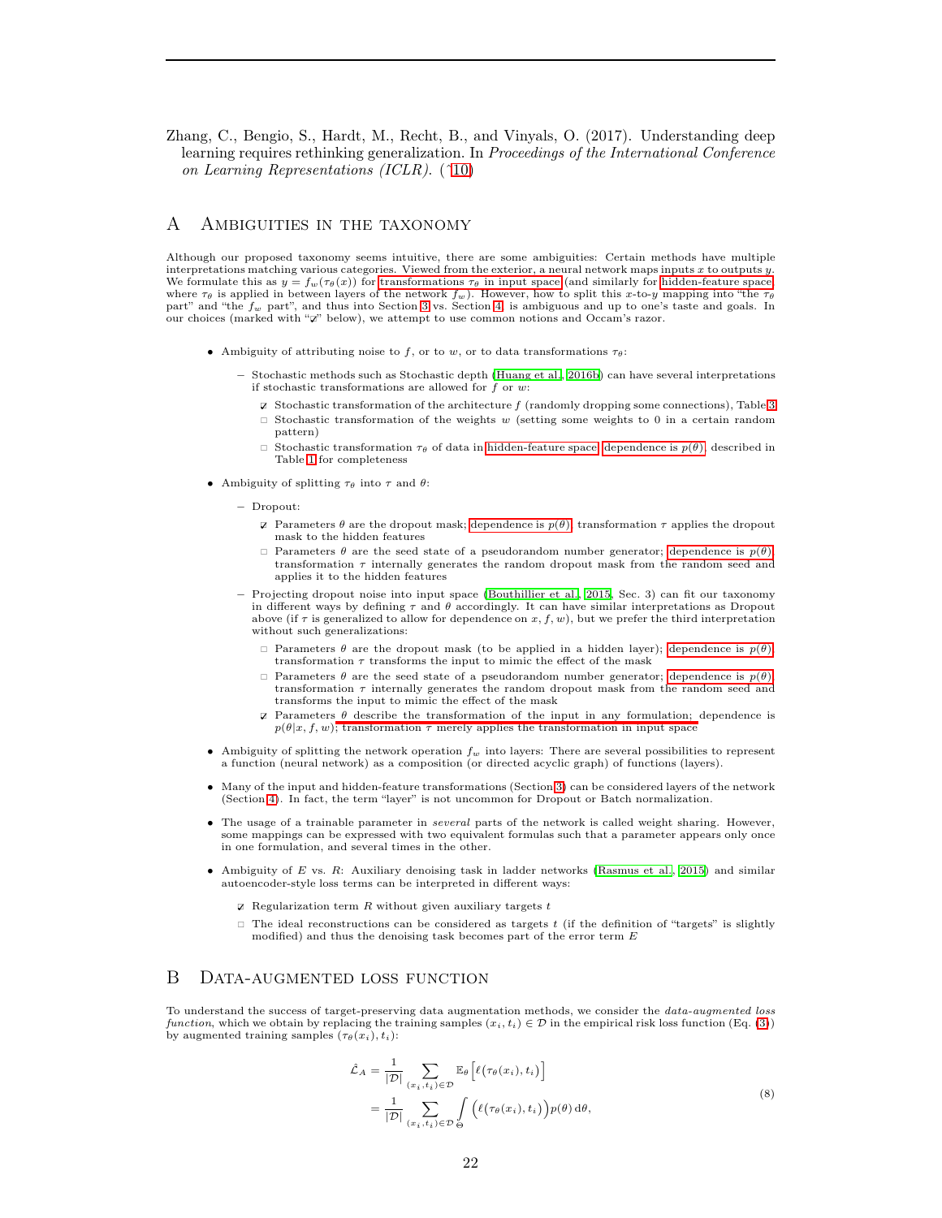Zhang, C., Bengio, S., Hardt, M., Recht, B., and Vinyals, O. (2017). Understanding deep learning requires rethinking generalization. In *Proceedings of the International Conference on Learning Representations (ICLR)*. (↑10)

# A Ambiguities in the taxonomy

Although our proposed taxonomy seems intuitive, there are some ambiguities: Certain methods have multiple interpretations matching various categories. Viewed from the exterior, a neural network maps inputs $x$ to outputs $y$. We formulate this as $y = f_w(\tau_\theta(x))$ for transformations $\tau_\theta$ in input space (and similarly for hidden-feature space, where $\tau_\theta$ is applied in between layers of the network $f_w$). However, how to split this $x$-to-$y$ mapping into "the $\tau_\theta$ part" and "the $f_w$ part", and thus into Section 3 vs. Section 4, is ambiguous and up to one's taste and goals. In our choices (marked with "☑" below), we attempt to use common notions and Occam's razor.

- Ambiguity of attributing noise to $f$, or to $w$, or to data transformations $\tau_\theta$:
  - Stochastic methods such as Stochastic depth (Huang et al., 2016b) can have several interpretations if stochastic transformations are allowed for $f$ or $w$:
    - ☑ Stochastic transformation of the architecture $f$ (randomly dropping some connections), Table 3
    - ☐ Stochastic transformation of the weights $w$ (setting some weights to 0 in a certain random pattern)
    - ☐ Stochastic transformation $\tau_\theta$ of data in hidden-feature space; dependence is $p(\theta)$, described in Table 1 for completeness
- Ambiguity of splitting $\tau_\theta$ into $\tau$ and $\theta$:
  - Dropout:
    - ☑ Parameters $\theta$ are the dropout mask; dependence is $p(\theta)$; transformation $\tau$ applies the dropout mask to the hidden features
    - ☐ Parameters $\theta$ are the seed state of a pseudorandom number generator; dependence is $p(\theta)$; transformation $\tau$ internally generates the random dropout mask from the random seed and applies it to the hidden features
  - Projecting dropout noise into input space (Bouthillier et al., 2015, Sec. 3) can fit our taxonomy in different ways by defining $\tau$ and $\theta$ accordingly. It can have similar interpretations as Dropout above (if $\tau$ is generalized to allow for dependence on $x, f, w$), but we prefer the third interpretation without such generalizations:
    - ☐ Parameters $\theta$ are the dropout mask (to be applied in a hidden layer); dependence is $p(\theta)$; transformation $\tau$ transforms the input to mimic the effect of the mask
    - ☐ Parameters $\theta$ are the seed state of a pseudorandom number generator; dependence is $p(\theta)$; transformation $\tau$ internally generates the random dropout mask from the random seed and transforms the input to mimic the effect of the mask
    - ☑ Parameters $\theta$ describe the transformation of the input in any formulation; dependence is $p(\theta|x, f, w)$; transformation $\tau$ merely applies the transformation in input space
- Ambiguity of splitting the network operation $f_w$ into layers: There are several possibilities to represent a function (neural network) as a composition (or directed acyclic graph) of functions (layers).
- Many of the input and hidden-feature transformations (Section 3) can be considered layers of the network (Section 4). In fact, the term "layer" is not uncommon for Dropout or Batch normalization.
- The usage of a trainable parameter in *several* parts of the network is called weight sharing. However, some mappings can be expressed with two equivalent formulas such that a parameter appears only once in one formulation, and several times in the other.
- Ambiguity of $E$ vs. $R$: Auxiliary denoising task in ladder networks (Rasmus et al., 2015) and similar autoencoder-style loss terms can be interpreted in different ways:
  - ☑ Regularization term $R$ without given auxiliary targets $t$
  - ☐ The ideal reconstructions can be considered as targets $t$ (if the definition of "targets" is slightly modified) and thus the denoising task becomes part of the error term $E$

# B Data-augmented loss function

To understand the success of target-preserving data augmentation methods, we consider the *data-augmented loss function*, which we obtain by replacing the training samples $(x_i, t_i) \in \mathcal{D}$ in the empirical risk loss function (Eq. (3)) by augmented training samples $(\tau_\theta(x_i), t_i)$:

$$
\begin{aligned}
\hat{\mathcal{L}}_A &= \frac{1}{|\mathcal{D}|} \sum_{(x_i,t_i)\in\mathcal{D}} \mathbb{E}_\theta \Big[ \ell\big(\tau_\theta(x_i), t_i\big) \Big] \\
&= \frac{1}{|\mathcal{D}|} \sum_{(x_i,t_i)\in\mathcal{D}} \int_\Theta \Big( \ell\big(\tau_\theta(x_i), t_i\big) \Big) p(\theta) \, \mathrm{d}\theta,
\end{aligned}
\tag{8}
$$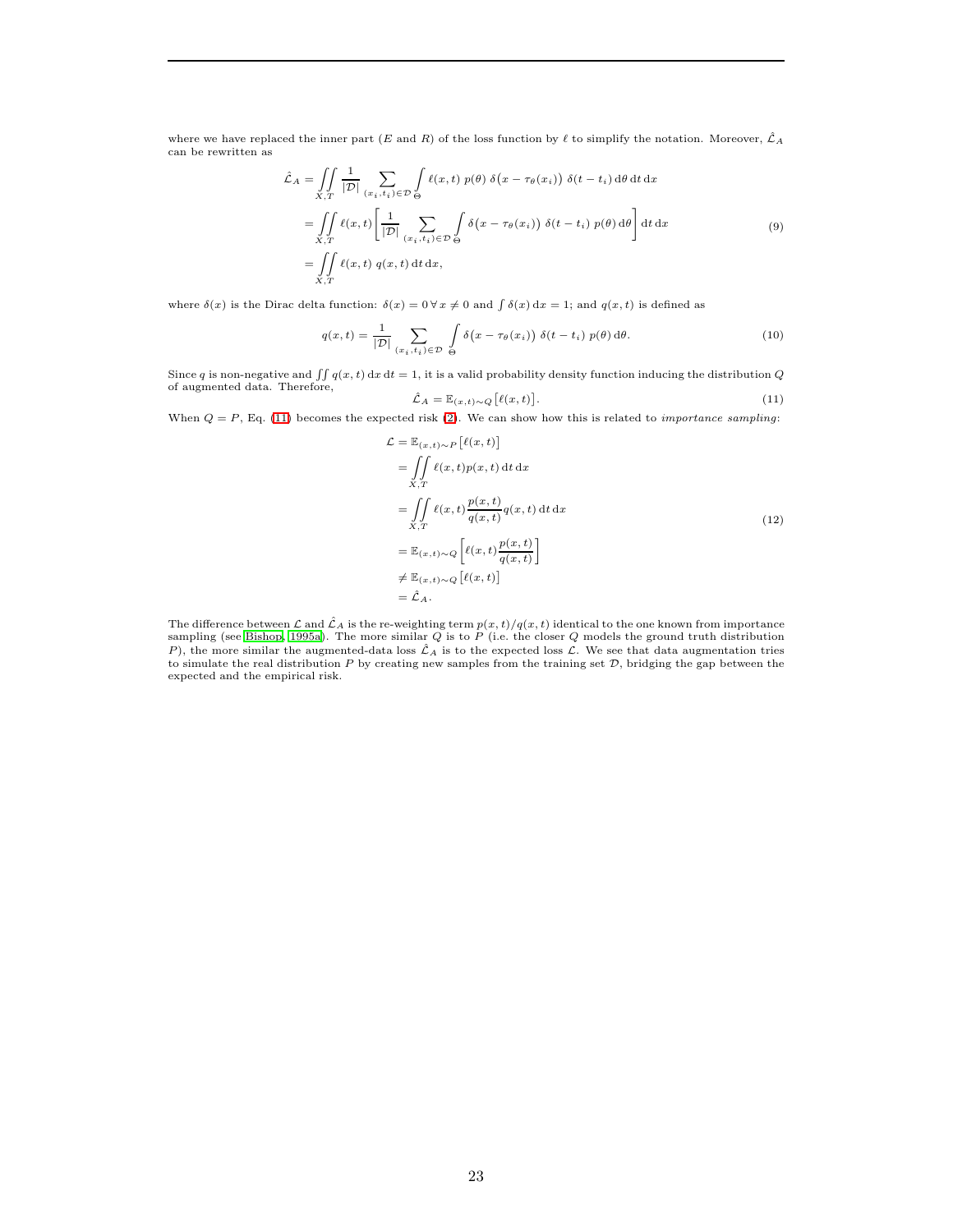where we have replaced the inner part ($E$ and $R$) of the loss function by $\ell$ to simplify the notation. Moreover, $\hat{\mathcal{L}}_A$ can be rewritten as

$$
\begin{aligned}
\hat{\mathcal{L}}_A &= \iint\limits_{X,T} \frac{1}{|\mathcal{D}|} \sum_{(x_i,t_i)\in\mathcal{D}} \int\limits_{\Theta} \ell(x,t)\; p(\theta)\; \delta\big(x - \tau_\theta(x_i)\big)\; \delta(t - t_i)\,\mathrm{d}\theta\,\mathrm{d}t\,\mathrm{d}x \\
&= \iint\limits_{X,T} \ell(x,t) \left[ \frac{1}{|\mathcal{D}|} \sum_{(x_i,t_i)\in\mathcal{D}} \int\limits_{\Theta} \delta\big(x - \tau_\theta(x_i)\big)\; \delta(t - t_i)\; p(\theta)\,\mathrm{d}\theta \right] \mathrm{d}t\,\mathrm{d}x \\
&= \iint\limits_{X,T} \ell(x,t)\; q(x,t)\,\mathrm{d}t\,\mathrm{d}x,
\end{aligned}
\tag{9}
$$

where $\delta(x)$ is the Dirac delta function: $\delta(x) = 0\,\forall\, x \neq 0$ and $\int \delta(x)\,\mathrm{d}x = 1$; and $q(x,t)$ is defined as

$$
q(x,t) = \frac{1}{|\mathcal{D}|} \sum_{(x_i,t_i)\in\mathcal{D}} \int\limits_{\Theta} \delta\big(x - \tau_\theta(x_i)\big)\; \delta(t - t_i)\; p(\theta)\,\mathrm{d}\theta. \tag{10}
$$

Since $q$ is non-negative and $\iint q(x,t)\,\mathrm{d}x\,\mathrm{d}t = 1$, it is a valid probability density function inducing the distribution $Q$ of augmented data. Therefore,

$$
\hat{\mathcal{L}}_A = \mathbb{E}_{(x,t)\sim Q}\big[\ell(x,t)\big]. \tag{11}
$$

When $Q = P$, Eq. (11) becomes the expected risk (2). We can show how this is related to *importance sampling*:

$$
\begin{aligned}
\mathcal{L} &= \mathbb{E}_{(x,t)\sim P}\big[\ell(x,t)\big] \\
&= \iint\limits_{X,T} \ell(x,t) p(x,t)\,\mathrm{d}t\,\mathrm{d}x \\
&= \iint\limits_{X,T} \ell(x,t) \frac{p(x,t)}{q(x,t)} q(x,t)\,\mathrm{d}t\,\mathrm{d}x \\
&= \mathbb{E}_{(x,t)\sim Q}\left[\ell(x,t)\frac{p(x,t)}{q(x,t)}\right] \\
&\neq \mathbb{E}_{(x,t)\sim Q}\big[\ell(x,t)\big] \\
&= \hat{\mathcal{L}}_A.
\end{aligned}
\tag{12}
$$

The difference between $\mathcal{L}$ and $\hat{\mathcal{L}}_A$ is the re-weighting term $p(x,t)/q(x,t)$ identical to the one known from importance sampling (see Bishop, 1995a). The more similar $Q$ is to $P$ (i.e. the closer $Q$ models the ground truth distribution $P$), the more similar the augmented-data loss $\hat{\mathcal{L}}_A$ is to the expected loss $\mathcal{L}$. We see that data augmentation tries to simulate the real distribution $P$ by creating new samples from the training set $\mathcal{D}$, bridging the gap between the expected and the empirical risk.